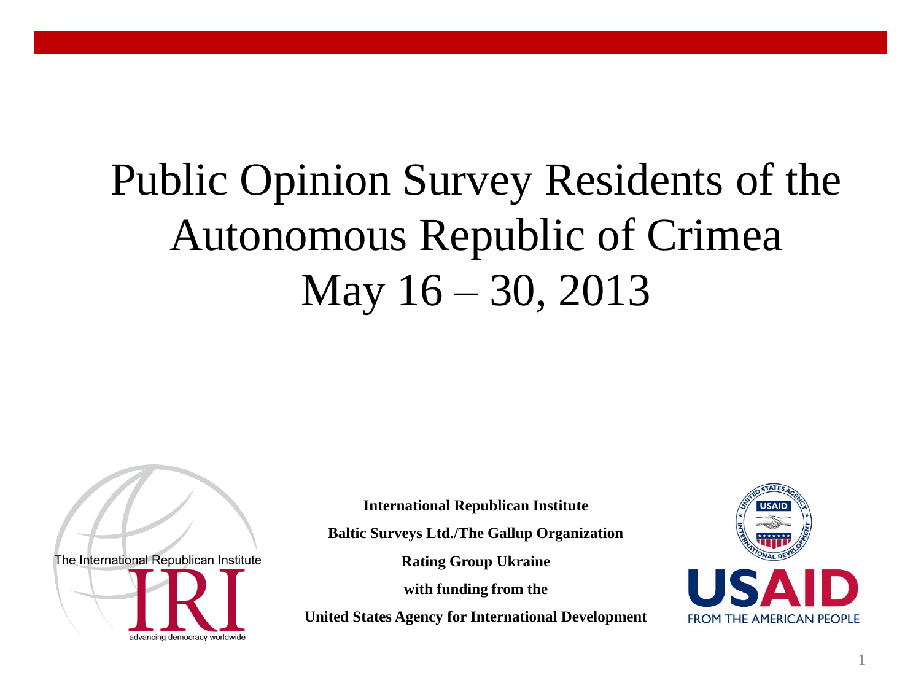# Public Opinion Survey Residents of the Autonomous Republic of Crimea May 16 – 30, 2013

**International Republican Institute**

**Baltic Surveys Ltd./The Gallup Organization**

**Rating Group Ukraine**

**with funding from the**

**United States Agency for International Development**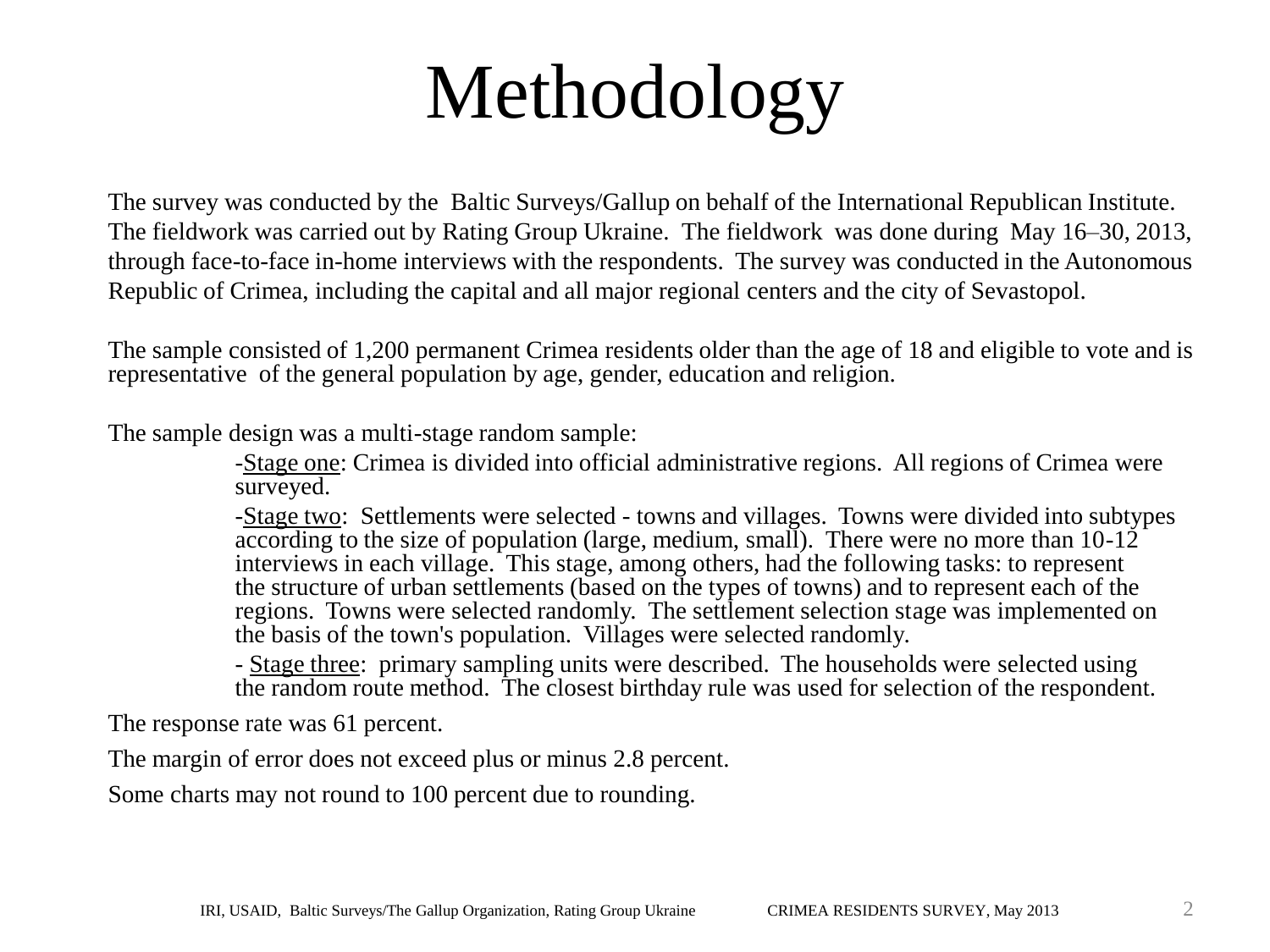# Methodology

The survey was conducted by the Baltic Surveys/Gallup on behalf of the International Republican Institute. The fieldwork was carried out by Rating Group Ukraine. The fieldwork was done during May 16–30, 2013, through face-to-face in-home interviews with the respondents. The survey was conducted in the Autonomous Republic of Crimea, including the capital and all major regional centers and the city of Sevastopol.

The sample consisted of 1,200 permanent Crimea residents older than the age of 18 and eligible to vote and is representative of the general population by age, gender, education and religion.

The sample design was a multi-stage random sample:

- Stage one: Crimea is divided into official administrative regions. All regions of Crimea were surveyed.
- Stage two: Settlements were selected - towns and villages. Towns were divided into subtypes according to the size of population (large, medium, small). There were no more than 10-12 interviews in each village. This stage, among others, had the following tasks: to represent the structure of urban settlements (based on the types of towns) and to represent each of the regions. Towns were selected randomly. The settlement selection stage was implemented on the basis of the town's population. Villages were selected randomly.
- Stage three: primary sampling units were described. The households were selected using the random route method. The closest birthday rule was used for selection of the respondent.

The response rate was 61 percent.

The margin of error does not exceed plus or minus 2.8 percent.

Some charts may not round to 100 percent due to rounding.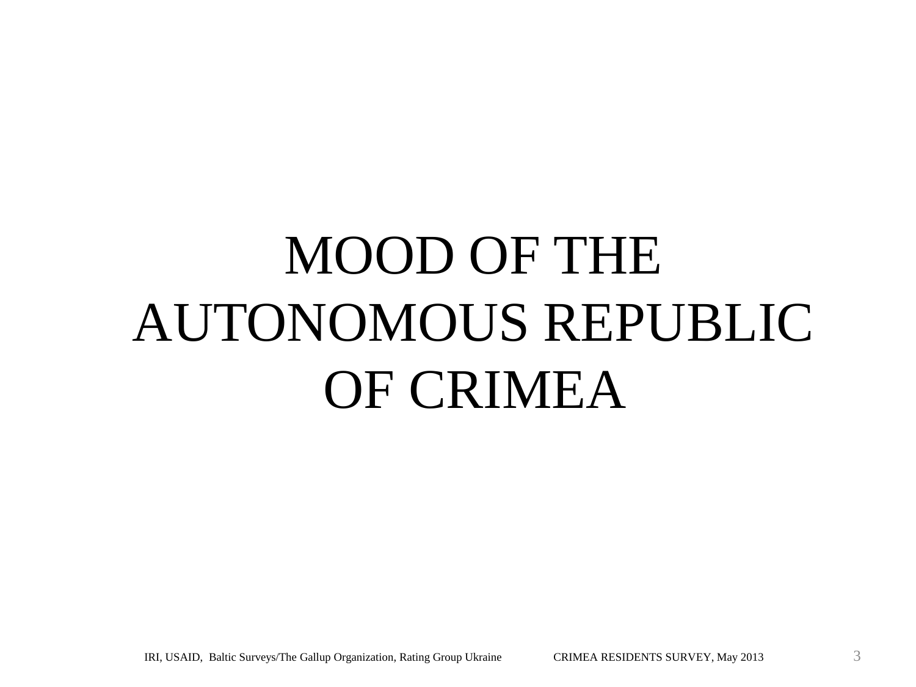# MOOD OF THE AUTONOMOUS REPUBLIC OF CRIMEA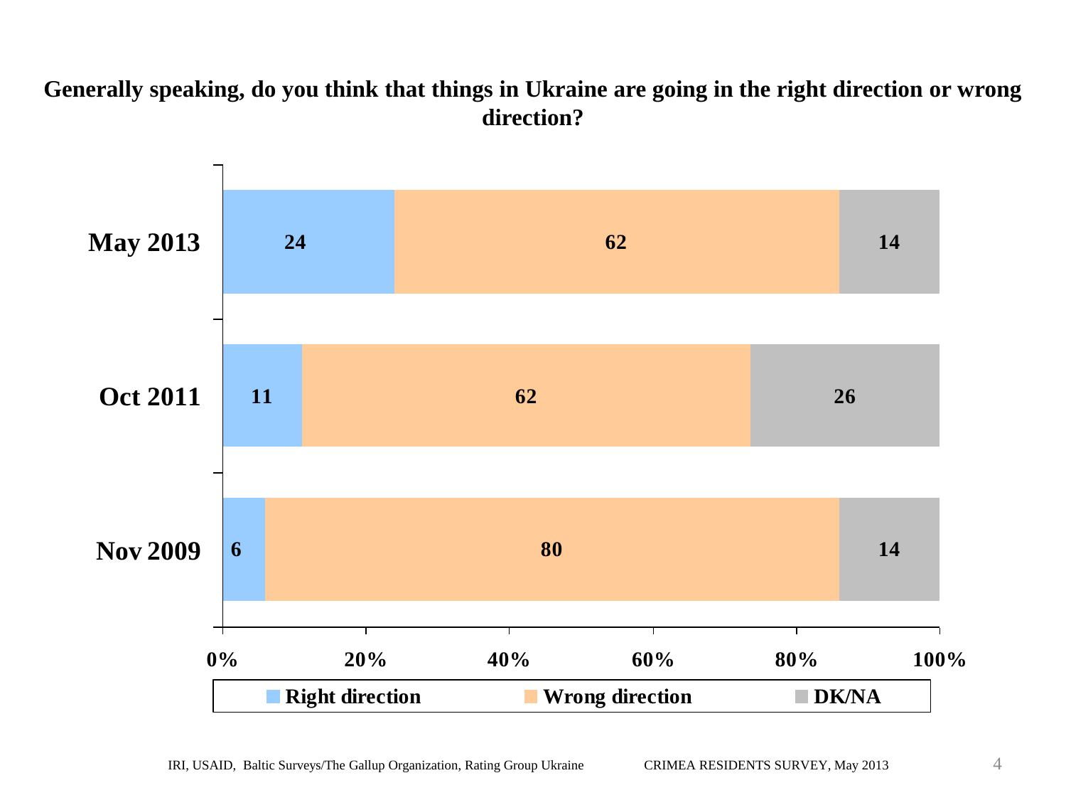**Generally speaking, do you think that things in Ukraine are going in the right direction or wrong direction?**

| | Right direction | Wrong direction | DK/NA |
|---|---|---|---|
| May 2013 | 24 | 62 | 14 |
| Oct 2011 | 11 | 62 | 26 |
| Nov 2009 | 6 | 80 | 14 |

IRI, USAID, Baltic Surveys/The Gallup Organization, Rating Group Ukraine CRIMEA RESIDENTS SURVEY, May 2013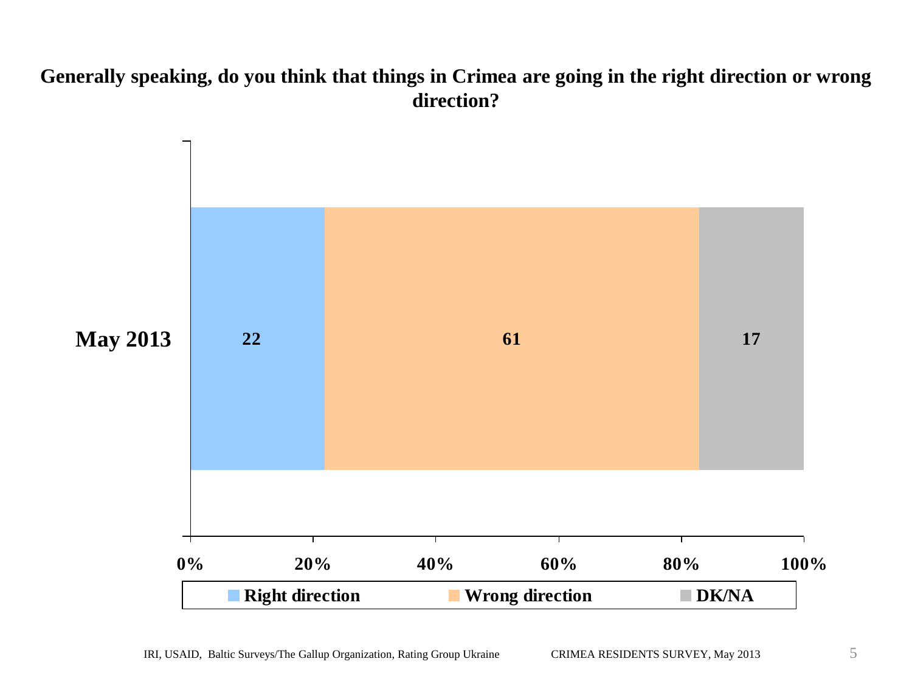**Generally speaking, do you think that things in Crimea are going in the right direction or wrong direction?**

| | Right direction | Wrong direction | DK/NA |
|---|---|---|---|
| May 2013 | 22 | 61 | 17 |

IRI, USAID, Baltic Surveys/The Gallup Organization, Rating Group Ukraine CRIMEA RESIDENTS SURVEY, May 2013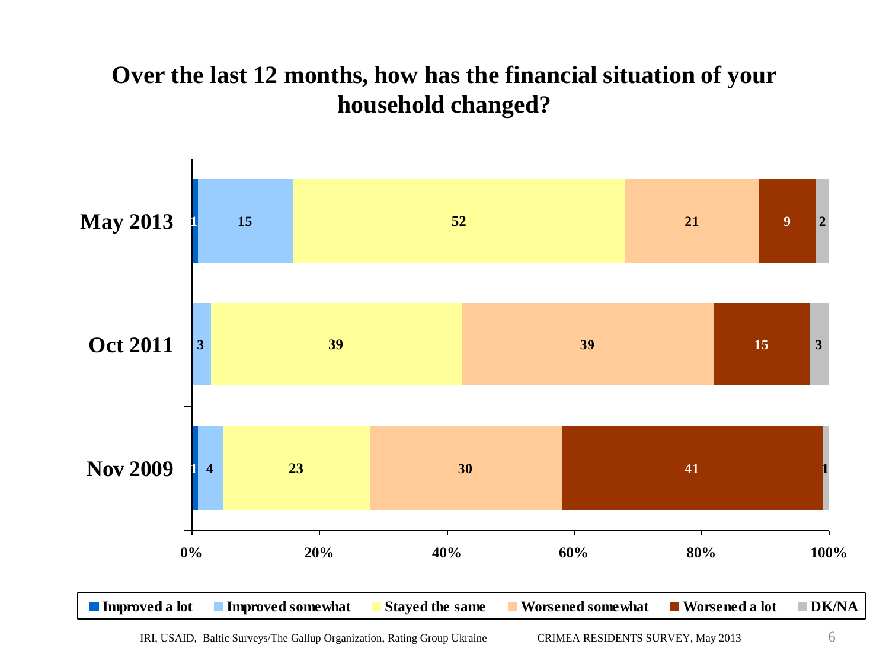# Over the last 12 months, how has the financial situation of your household changed?

| | Improved a lot | Improved somewhat | Stayed the same | Worsened somewhat | Worsened a lot | DK/NA |
|---|---|---|---|---|---|---|
| May 2013 | 1 | 15 | 52 | 21 | 9 | 2 |
| Oct 2011 | | 3 | 39 | 39 | 15 | 3 |
| Nov 2009 | 1 | 4 | 23 | 30 | 41 | 1 |

IRI, USAID, Baltic Surveys/The Gallup Organization, Rating Group Ukraine CRIMEA RESIDENTS SURVEY, May 2013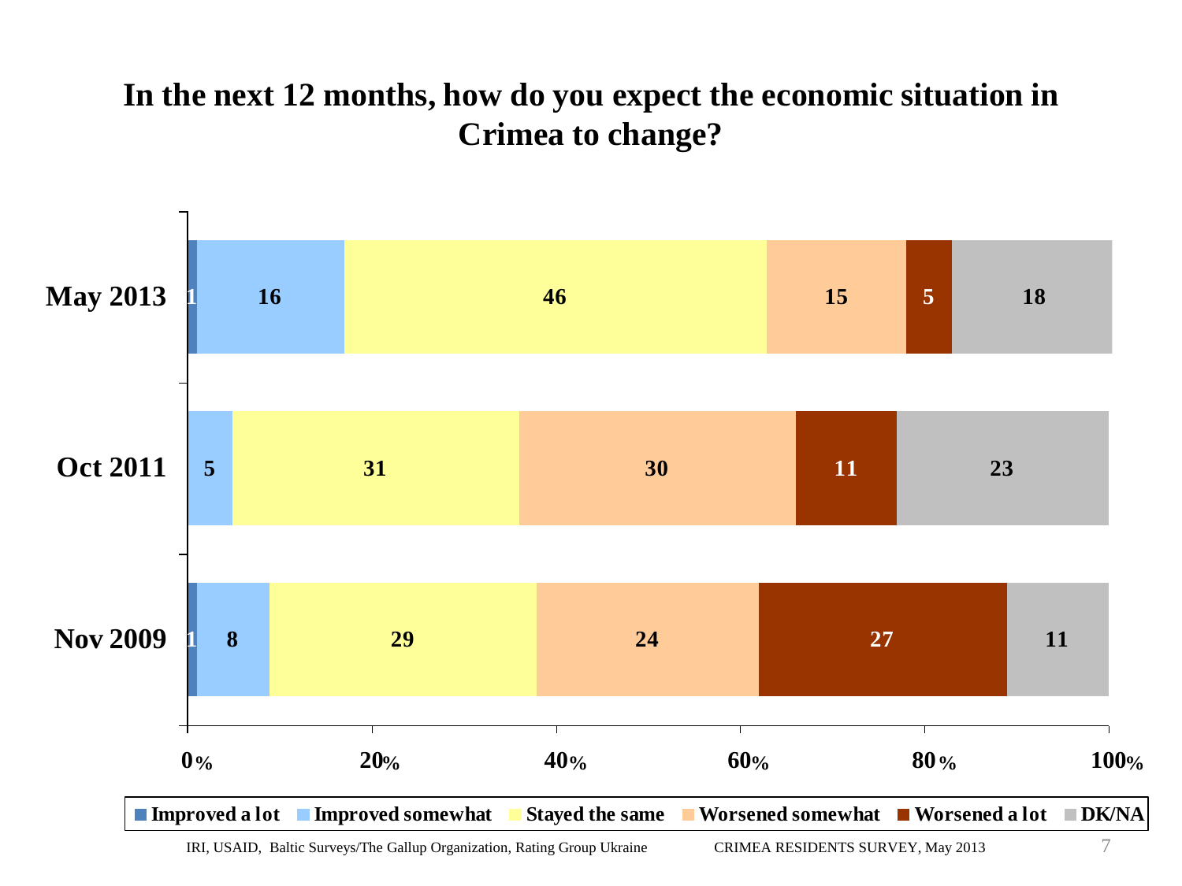# In the next 12 months, how do you expect the economic situation in Crimea to change?

| | Improved a lot | Improved somewhat | Stayed the same | Worsened somewhat | Worsened a lot | DK/NA |
|---|---|---|---|---|---|---|
| May 2013 | 1 | 16 | 46 | 15 | 5 | 18 |
| Oct 2011 | | 5 | 31 | 30 | 11 | 23 |
| Nov 2009 | 1 | 8 | 29 | 24 | 27 | 11 |

IRI, USAID, Baltic Surveys/The Gallup Organization, Rating Group Ukraine CRIMEA RESIDENTS SURVEY, May 2013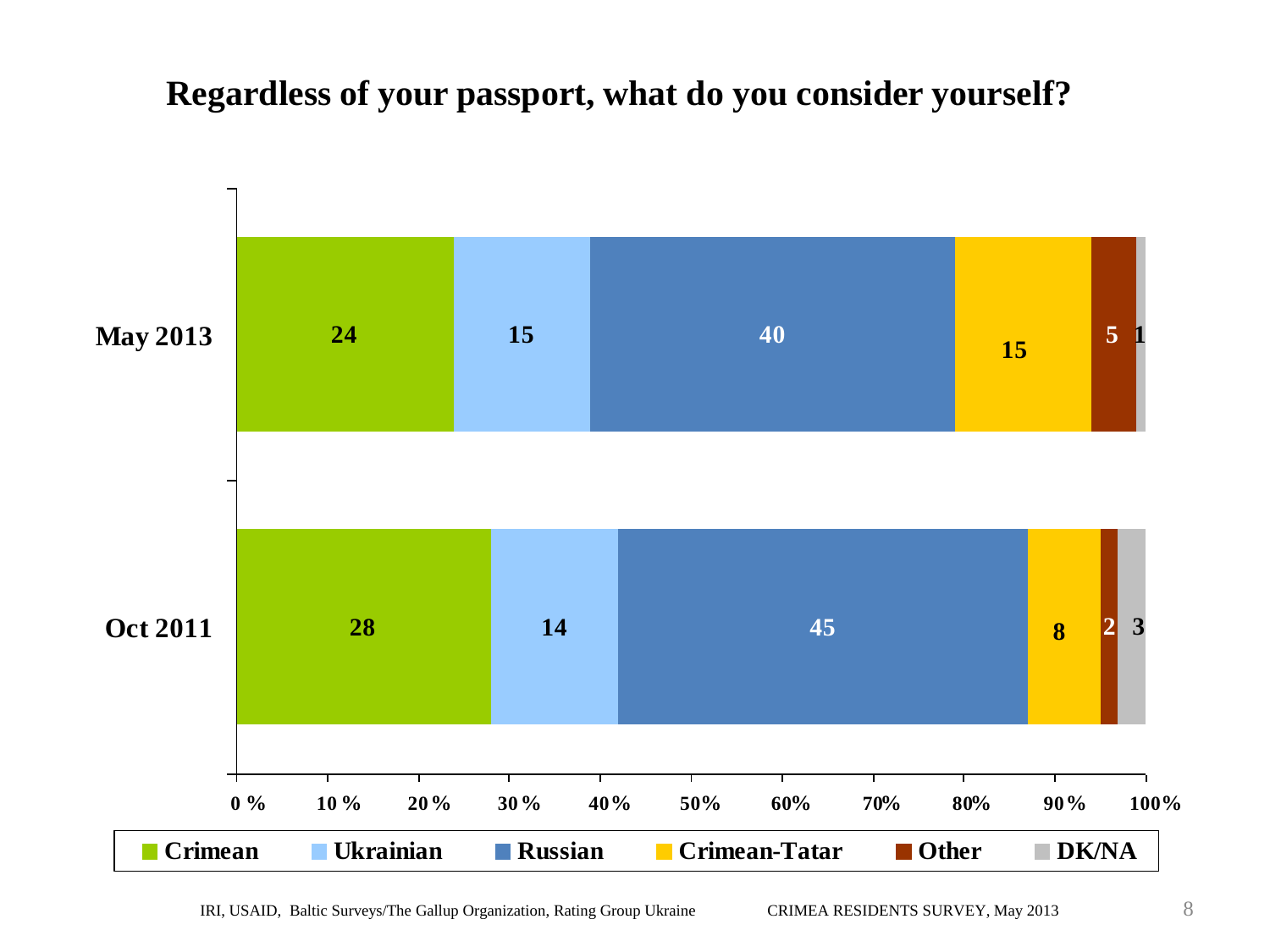# Regardless of your passport, what do you consider yourself?

| | Crimean | Ukrainian | Russian | Crimean-Tatar | Other | DK/NA |
|---|---|---|---|---|---|---|
| May 2013 | 24 | 15 | 40 | 15 | 5 | 1 |
| Oct 2011 | 28 | 14 | 45 | 8 | 2 | 3 |

IRI, USAID, Baltic Surveys/The Gallup Organization, Rating Group Ukraine CRIMEA RESIDENTS SURVEY, May 2013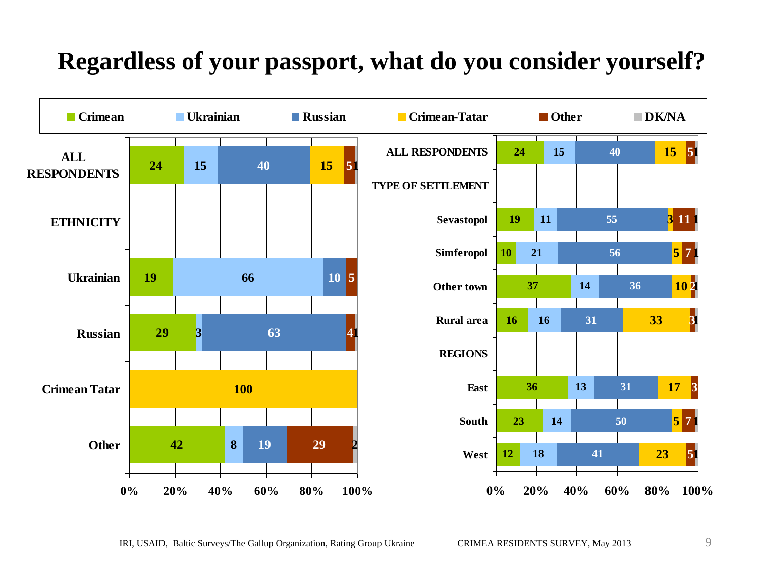# Regardless of your passport, what do you consider yourself?

| | Crimean | Ukrainian | Russian | Crimean-Tatar | Other | DK/NA |
|---|---|---|---|---|---|---|
| **ALL RESPONDENTS** | 24 | 15 | 40 | 15 | 5 | 1 |
| **ETHNICITY** | | | | | | |
| Ukrainian | 19 | 66 | 10 | | 5 | |
| Russian | 29 | 3 | 63 | | 4 | 1 |
| Crimean Tatar | | | | 100 | | |
| Other | 42 | 8 | 19 | | 29 | 2 |

| | Crimean | Ukrainian | Russian | Crimean-Tatar | Other | DK/NA |
|---|---|---|---|---|---|---|
| **ALL RESPONDENTS** | 24 | 15 | 40 | 15 | 5 | 1 |
| **TYPE OF SETTLEMENT** | | | | | | |
| Sevastopol | 19 | 11 | 55 | 3 | 11 | 1 |
| Simferopol | 10 | 21 | 56 | 5 | 7 | 1 |
| Other town | 37 | 14 | 36 | 10 | 2 | 1 |
| Rural area | 16 | 16 | 31 | 33 | 3 | 1 |
| **REGIONS** | | | | | | |
| East | 36 | 13 | 31 | 17 | 3 | |
| South | 23 | 14 | 50 | 5 | 7 | 1 |
| West | 12 | 18 | 41 | 23 | 5 | 1 |

IRI, USAID, Baltic Surveys/The Gallup Organization, Rating Group Ukraine — CRIMEA RESIDENTS SURVEY, May 2013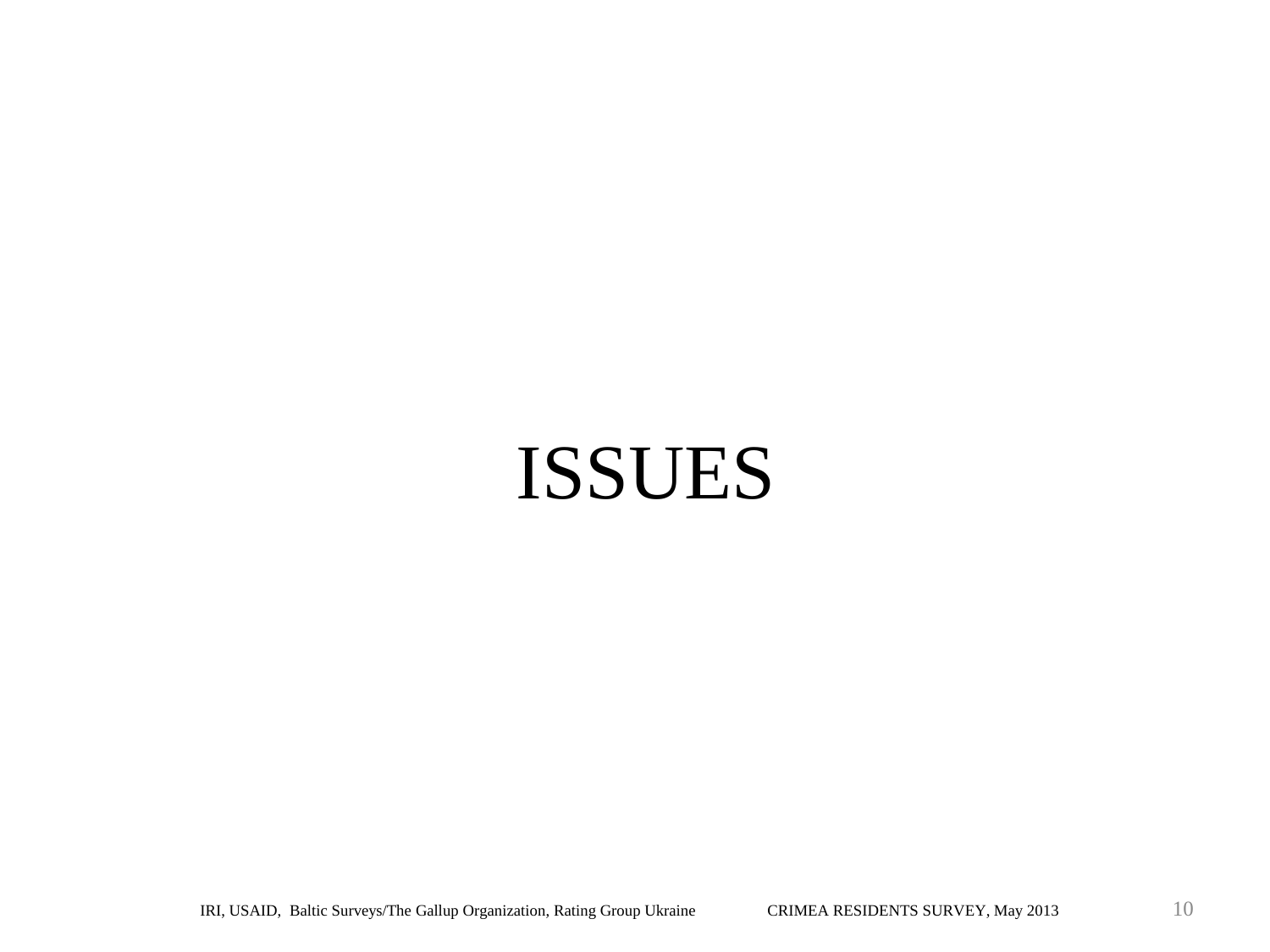# ISSUES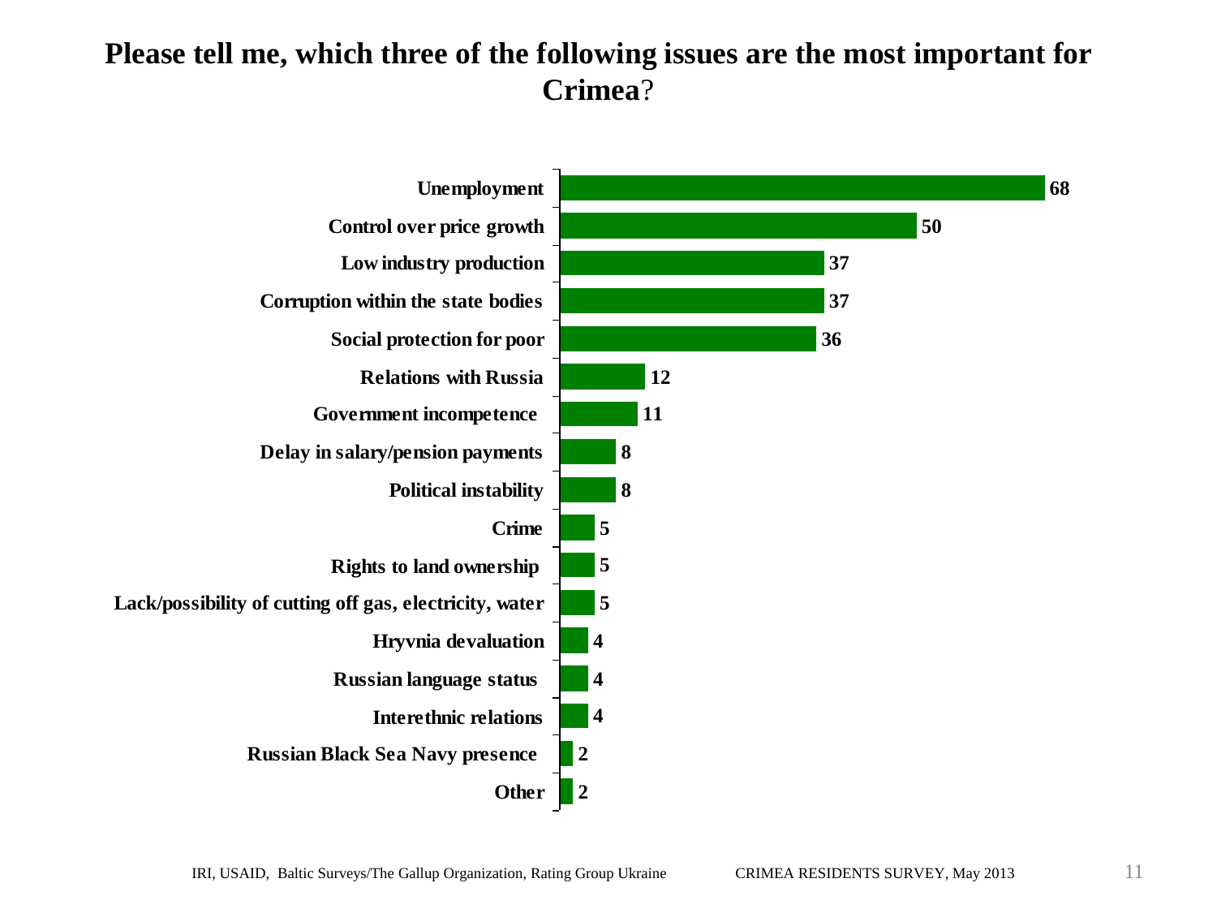## Please tell me, which three of the following issues are the most important for Crimea?

| Issue | % |
| --- | --- |
| Unemployment | 68 |
| Control over price growth | 50 |
| Low industry production | 37 |
| Corruption within the state bodies | 37 |
| Social protection for poor | 36 |
| Relations with Russia | 12 |
| Government incompetence | 11 |
| Delay in salary/pension payments | 8 |
| Political instability | 8 |
| Crime | 5 |
| Rights to land ownership | 5 |
| Lack/possibility of cutting off gas, electricity, water | 5 |
| Hryvnia devaluation | 4 |
| Russian language status | 4 |
| Interethnic relations | 4 |
| Russian Black Sea Navy presence | 2 |
| Other | 2 |

IRI, USAID, Baltic Surveys/The Gallup Organization, Rating Group Ukraine CRIMEA RESIDENTS SURVEY, May 2013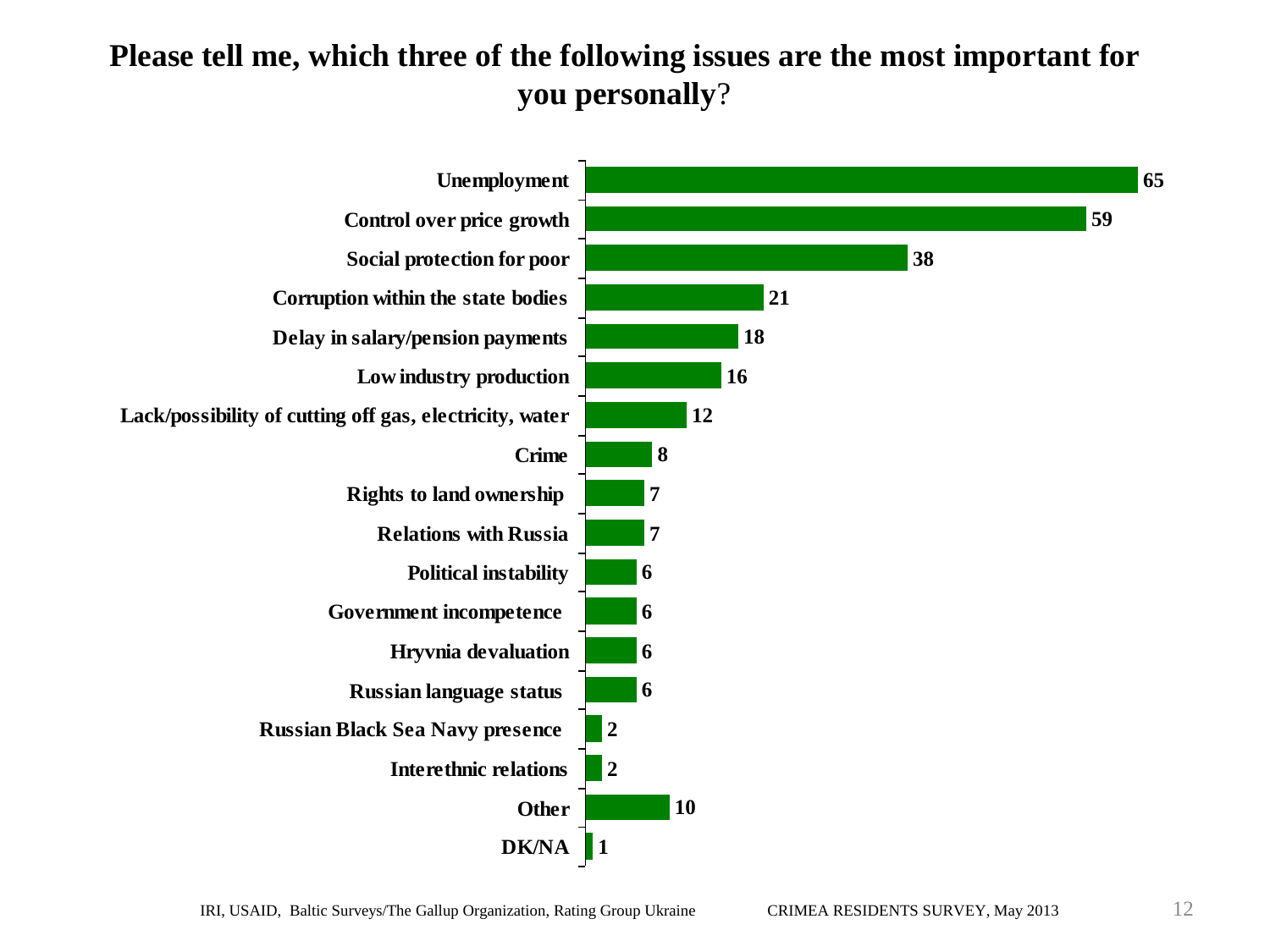## Please tell me, which three of the following issues are the most important for you personally?

| Issue | % |
|---|---|
| Unemployment | 65 |
| Control over price growth | 59 |
| Social protection for poor | 38 |
| Corruption within the state bodies | 21 |
| Delay in salary/pension payments | 18 |
| Low industry production | 16 |
| Lack/possibility of cutting off gas, electricity, water | 12 |
| Crime | 8 |
| Rights to land ownership | 7 |
| Relations with Russia | 7 |
| Political instability | 6 |
| Government incompetence | 6 |
| Hryvnia devaluation | 6 |
| Russian language status | 6 |
| Russian Black Sea Navy presence | 2 |
| Interethnic relations | 2 |
| Other | 10 |
| DK/NA | 1 |

IRI, USAID, Baltic Surveys/The Gallup Organization, Rating Group Ukraine

CRIMEA RESIDENTS SURVEY, May 2013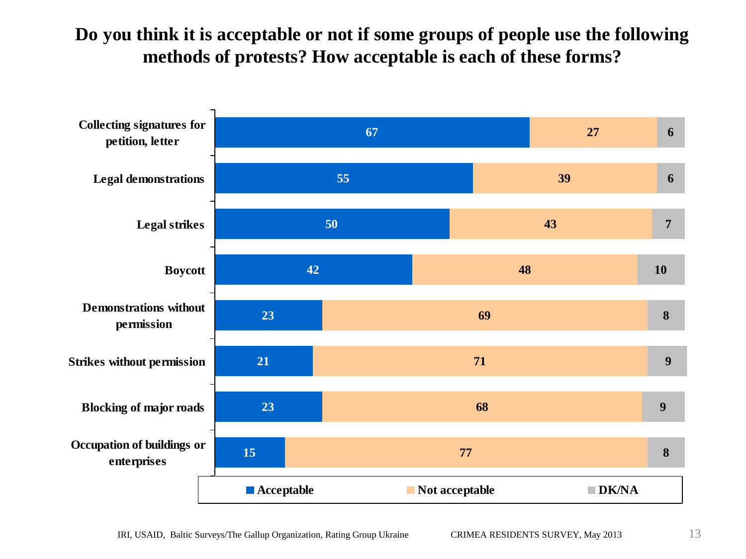# Do you think it is acceptable or not if some groups of people use the following methods of protests? How acceptable is each of these forms?

| | Acceptable | Not acceptable | DK/NA |
|---|---|---|---|
| Collecting signatures for petition, letter | 67 | 27 | 6 |
| Legal demonstrations | 55 | 39 | 6 |
| Legal strikes | 50 | 43 | 7 |
| Boycott | 42 | 48 | 10 |
| Demonstrations without permission | 23 | 69 | 8 |
| Strikes without permission | 21 | 71 | 9 |
| Blocking of major roads | 23 | 68 | 9 |
| Occupation of buildings or enterprises | 15 | 77 | 8 |

IRI, USAID, Baltic Surveys/The Gallup Organization, Rating Group Ukraine — CRIMEA RESIDENTS SURVEY, May 2013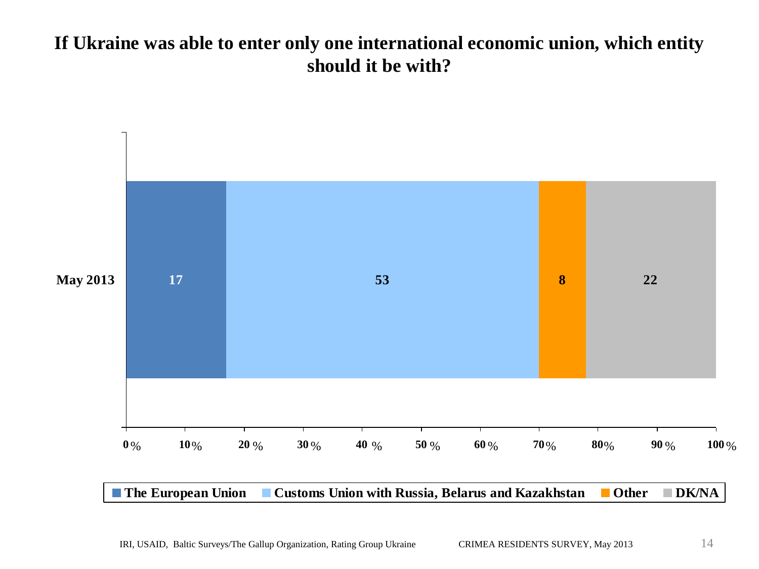# If Ukraine was able to enter only one international economic union, which entity should it be with?

| | The European Union | Customs Union with Russia, Belarus and Kazakhstan | Other | DK/NA |
|---|---|---|---|---|
| May 2013 | 17 | 53 | 8 | 22 |

IRI, USAID, Baltic Surveys/The Gallup Organization, Rating Group Ukraine CRIMEA RESIDENTS SURVEY, May 2013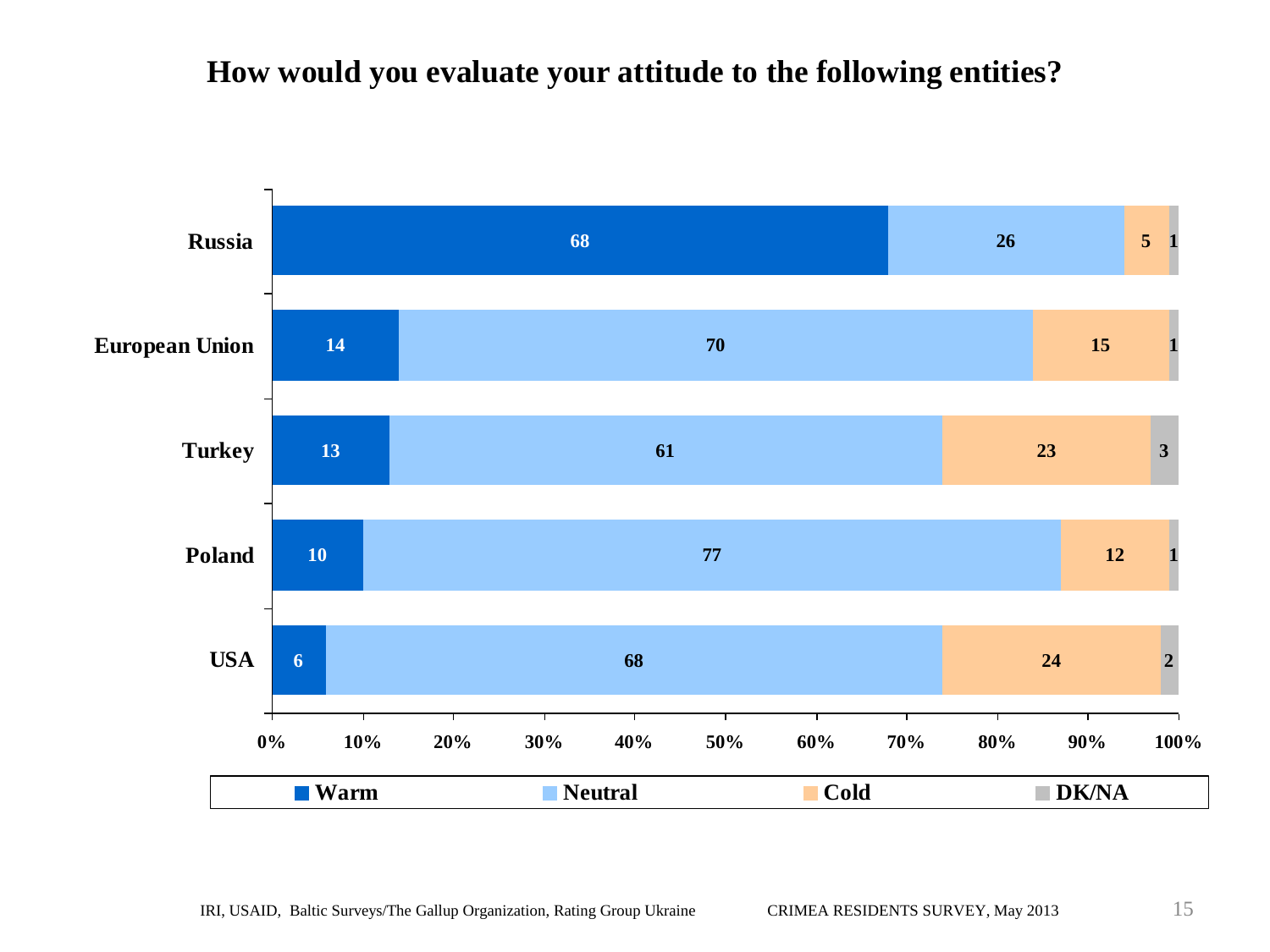## How would you evaluate your attitude to the following entities?

| | Warm | Neutral | Cold | DK/NA |
|---|---|---|---|---|
| Russia | 68 | 26 | 5 | 1 |
| European Union | 14 | 70 | 15 | 1 |
| Turkey | 13 | 61 | 23 | 3 |
| Poland | 10 | 77 | 12 | 1 |
| USA | 6 | 68 | 24 | 2 |

IRI, USAID, Baltic Surveys/The Gallup Organization, Rating Group Ukraine — CRIMEA RESIDENTS SURVEY, May 2013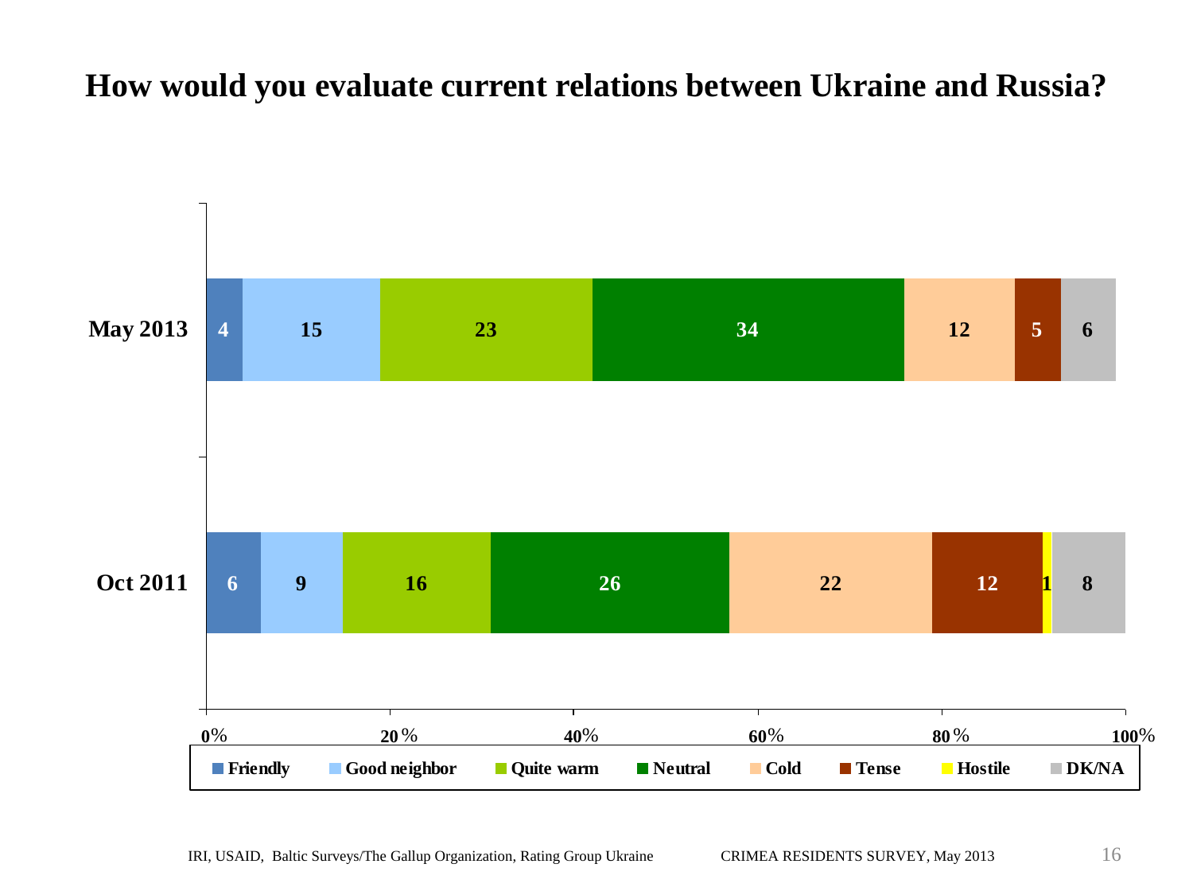# How would you evaluate current relations between Ukraine and Russia?

| | Friendly | Good neighbor | Quite warm | Neutral | Cold | Tense | Hostile | DK/NA |
|---|---|---|---|---|---|---|---|---|
| May 2013 | 4 | 15 | 23 | 34 | 12 | 5 | | 6 |
| Oct 2011 | 6 | 9 | 16 | 26 | 22 | 12 | 1 | 8 |

IRI, USAID, Baltic Surveys/The Gallup Organization, Rating Group Ukraine — CRIMEA RESIDENTS SURVEY, May 2013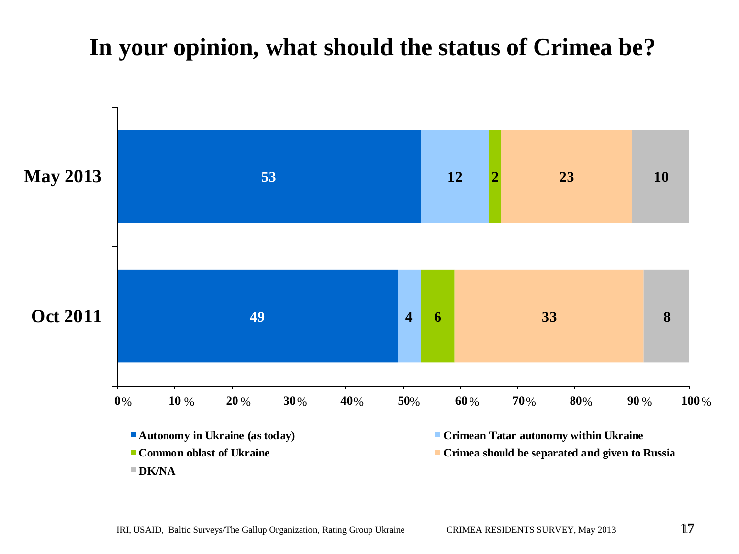# In your opinion, what should the status of Crimea be?

| | Autonomy in Ukraine (as today) | Crimean Tatar autonomy within Ukraine | Common oblast of Ukraine | Crimea should be separated and given to Russia | DK/NA |
|---|---|---|---|---|---|
| May 2013 | 53 | 12 | 2 | 23 | 10 |
| Oct 2011 | 49 | 4 | 6 | 33 | 8 |

IRI, USAID, Baltic Surveys/The Gallup Organization, Rating Group Ukraine — CRIMEA RESIDENTS SURVEY, May 2013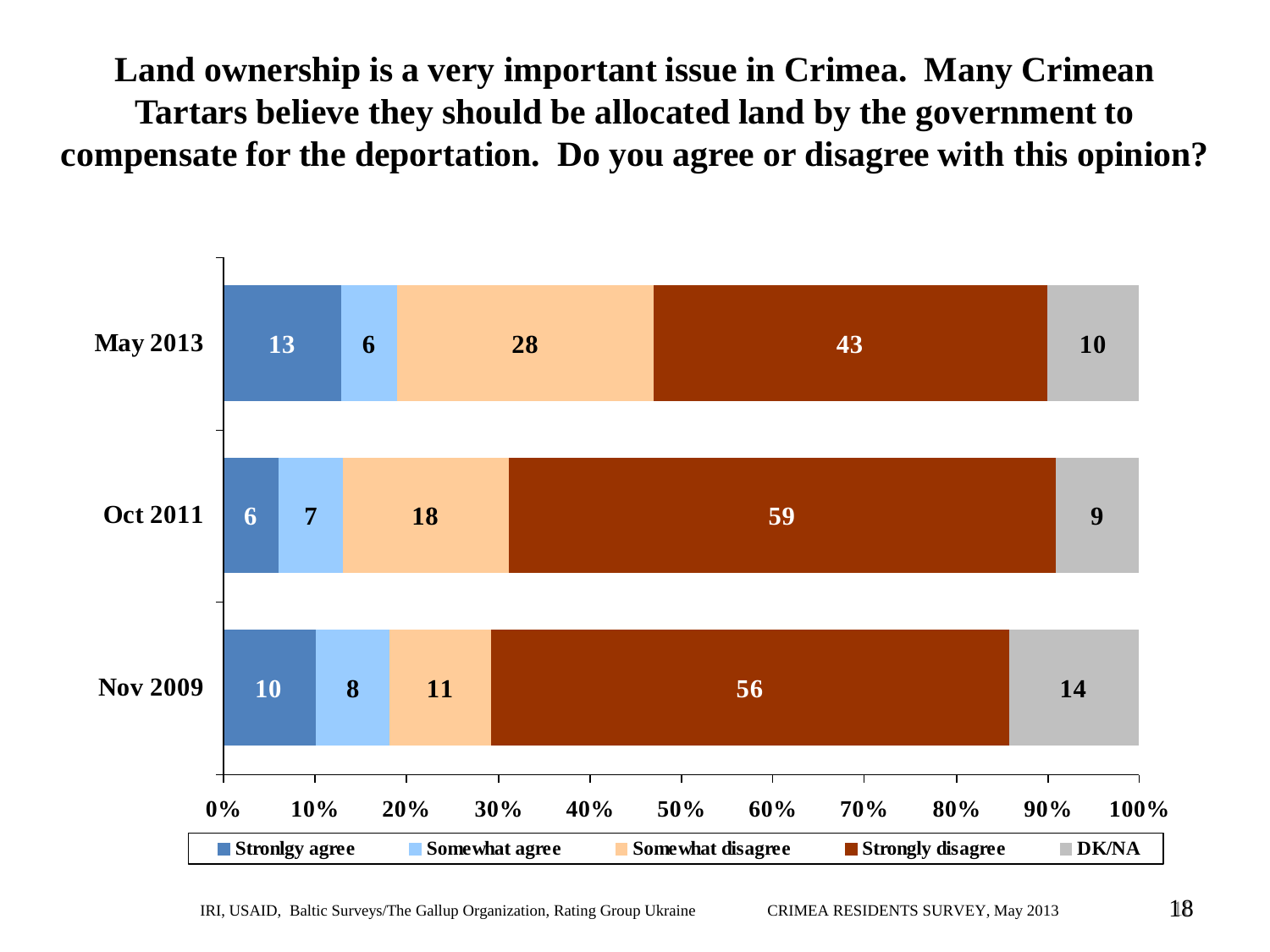# Land ownership is a very important issue in Crimea. Many Crimean Tartars believe they should be allocated land by the government to compensate for the deportation. Do you agree or disagree with this opinion?

| | Stronlgy agree | Somewhat agree | Somewhat disagree | Strongly disagree | DK/NA |
|---|---|---|---|---|---|
| May 2013 | 13 | 6 | 28 | 43 | 10 |
| Oct 2011 | 6 | 7 | 18 | 59 | 9 |
| Nov 2009 | 10 | 8 | 11 | 56 | 14 |

IRI, USAID, Baltic Surveys/The Gallup Organization, Rating Group Ukraine — CRIMEA RESIDENTS SURVEY, May 2013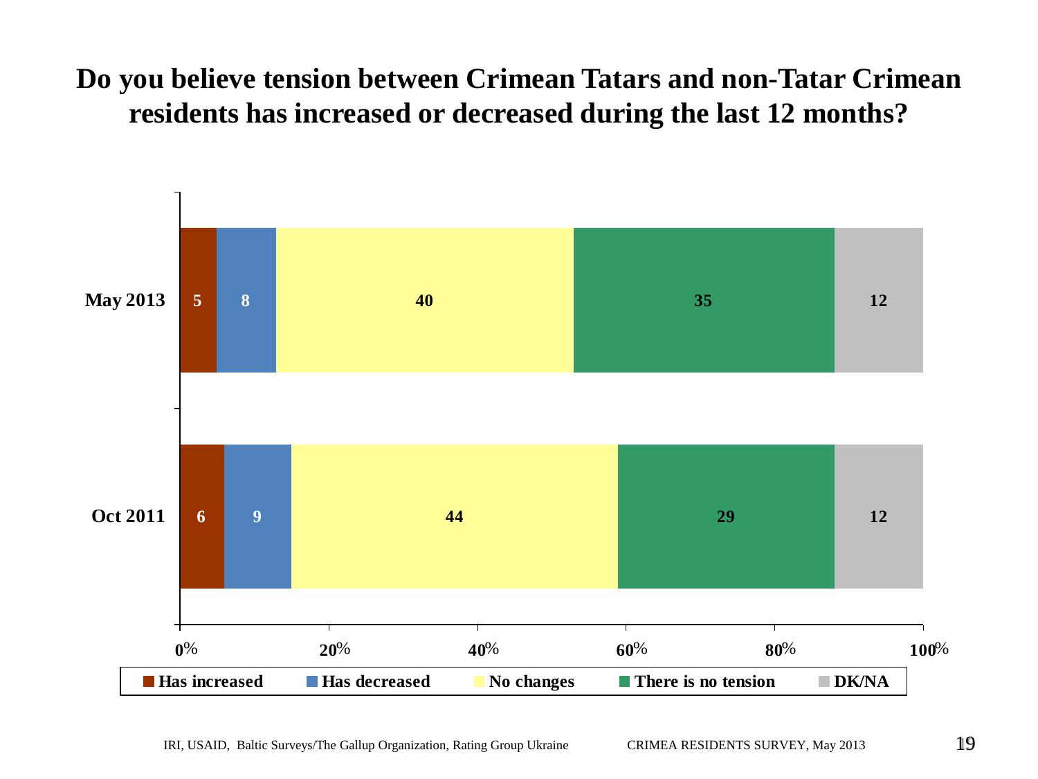# Do you believe tension between Crimean Tatars and non-Tatar Crimean residents has increased or decreased during the last 12 months?

| | Has increased | Has decreased | No changes | There is no tension | DK/NA |
|---|---|---|---|---|---|
| May 2013 | 5 | 8 | 40 | 35 | 12 |
| Oct 2011 | 6 | 9 | 44 | 29 | 12 |

IRI, USAID, Baltic Surveys/The Gallup Organization, Rating Group Ukraine — CRIMEA RESIDENTS SURVEY, May 2013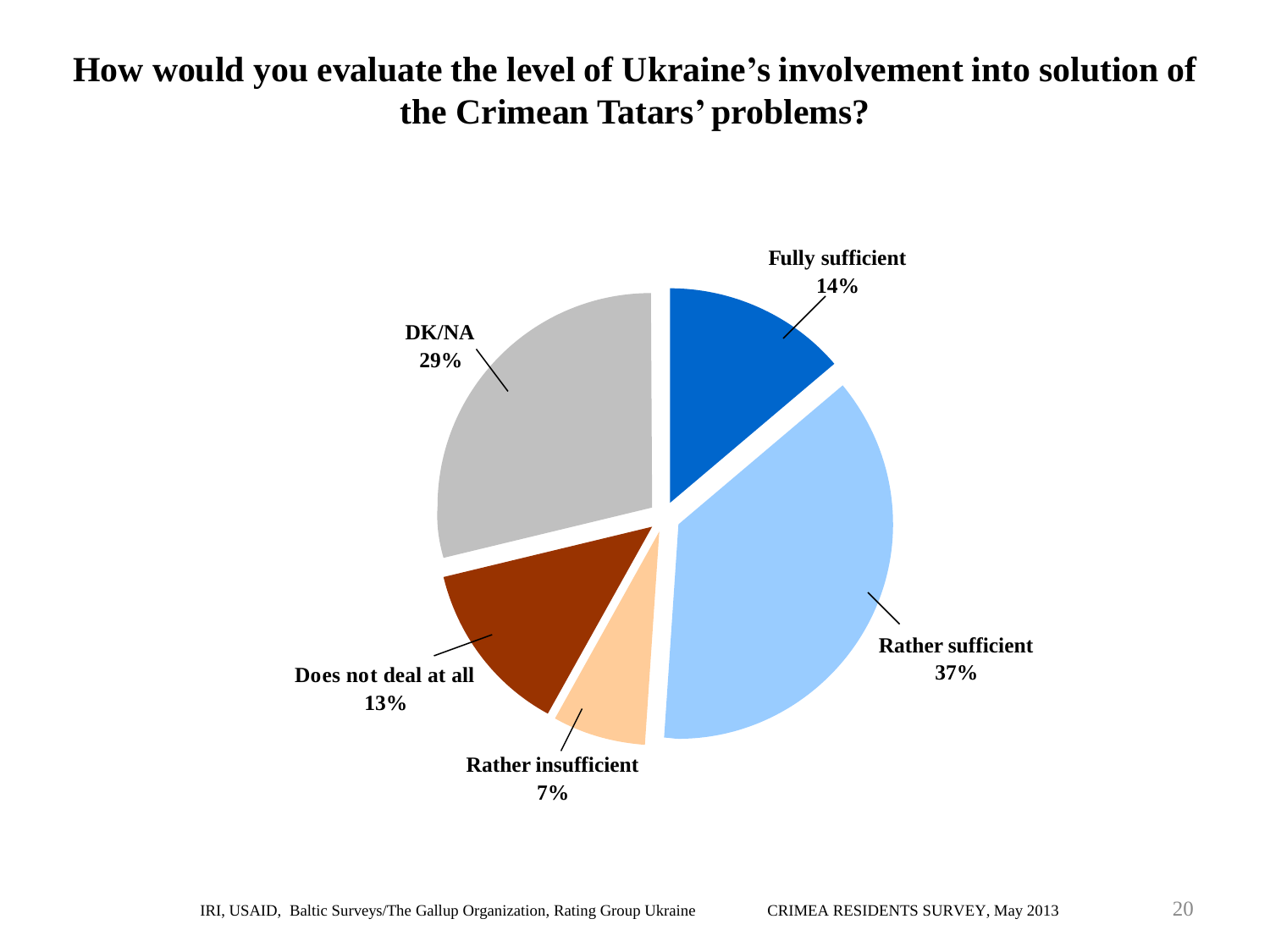# How would you evaluate the level of Ukraine's involvement into solution of the Crimean Tatars' problems?

| Response | % |
|---|---|
| Fully sufficient | 14% |
| Rather sufficient | 37% |
| Rather insufficient | 7% |
| Does not deal at all | 13% |
| DK/NA | 29% |

IRI, USAID, Baltic Surveys/The Gallup Organization, Rating Group Ukraine CRIMEA RESIDENTS SURVEY, May 2013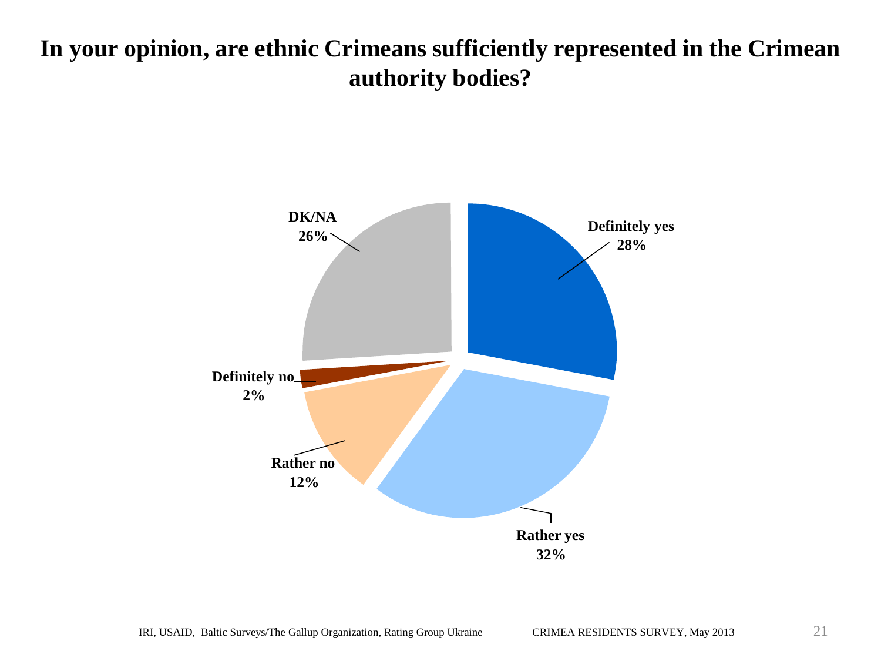# In your opinion, are ethnic Crimeans sufficiently represented in the Crimean authority bodies?

| Response | Percentage |
|---|---|
| Definitely yes | 28% |
| Rather yes | 32% |
| Rather no | 12% |
| Definitely no | 2% |
| DK/NA | 26% |

IRI, USAID, Baltic Surveys/The Gallup Organization, Rating Group Ukraine CRIMEA RESIDENTS SURVEY, May 2013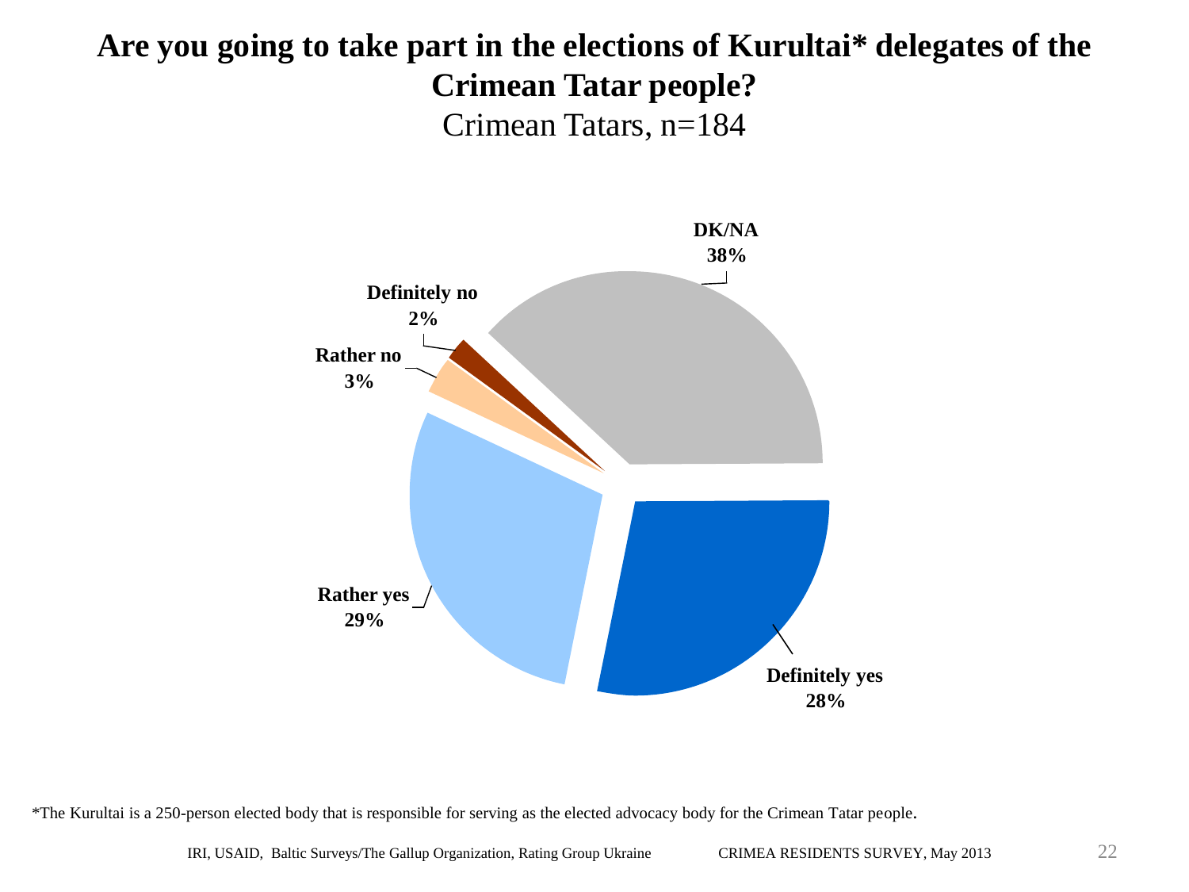# Are you going to take part in the elections of Kurultai* delegates of the Crimean Tatar people?

Crimean Tatars, n=184

| Response | % |
|---|---|
| Definitely yes | 28% |
| Rather yes | 29% |
| Rather no | 3% |
| Definitely no | 2% |
| DK/NA | 38% |

*The Kurultai is a 250-person elected body that is responsible for serving as the elected advocacy body for the Crimean Tatar people.

IRI, USAID, Baltic Surveys/The Gallup Organization, Rating Group Ukraine CRIMEA RESIDENTS SURVEY, May 2013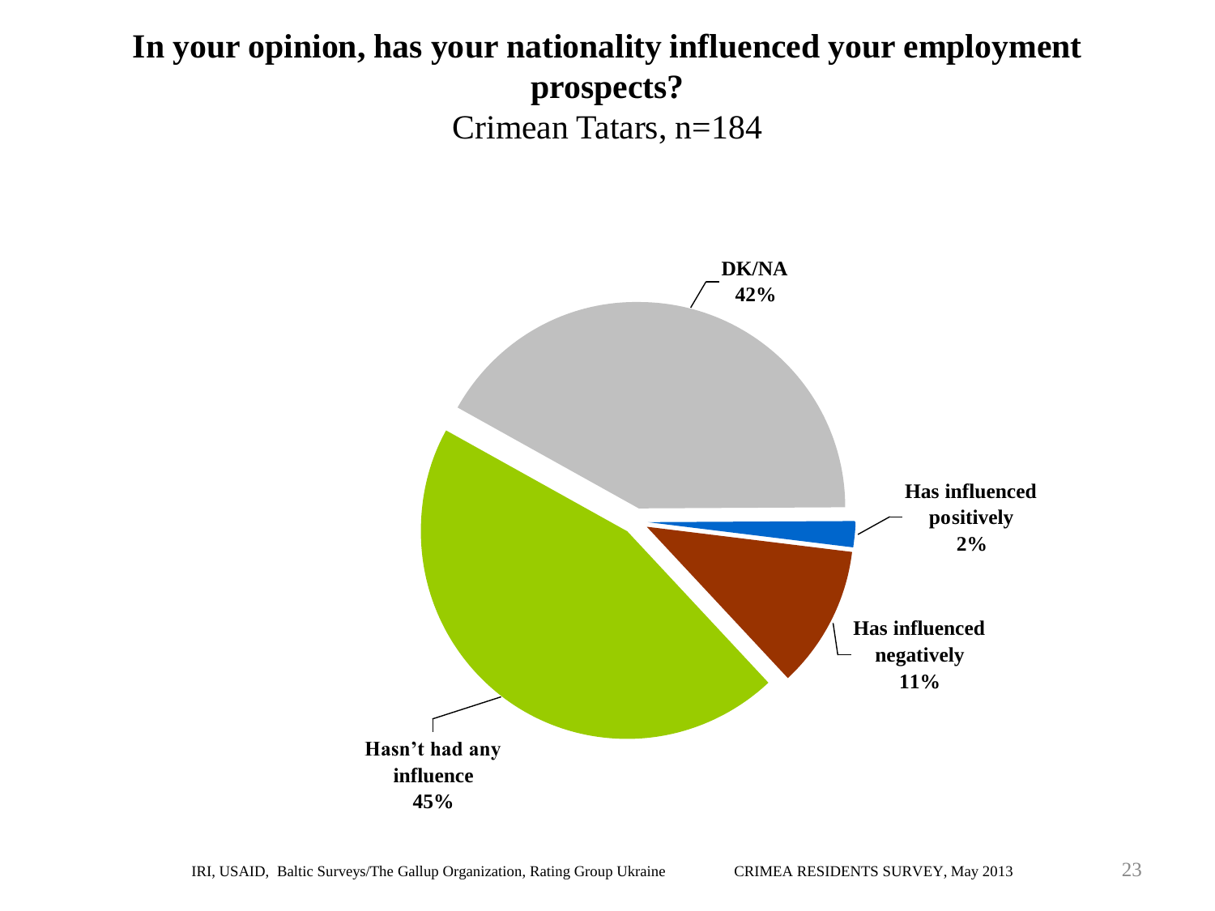# In your opinion, has your nationality influenced your employment prospects?

Crimean Tatars, n=184

| Response | Percentage |
| --- | --- |
| DK/NA | 42% |
| Has influenced positively | 2% |
| Has influenced negatively | 11% |
| Hasn't had any influence | 45% |

IRI, USAID, Baltic Surveys/The Gallup Organization, Rating Group Ukraine CRIMEA RESIDENTS SURVEY, May 2013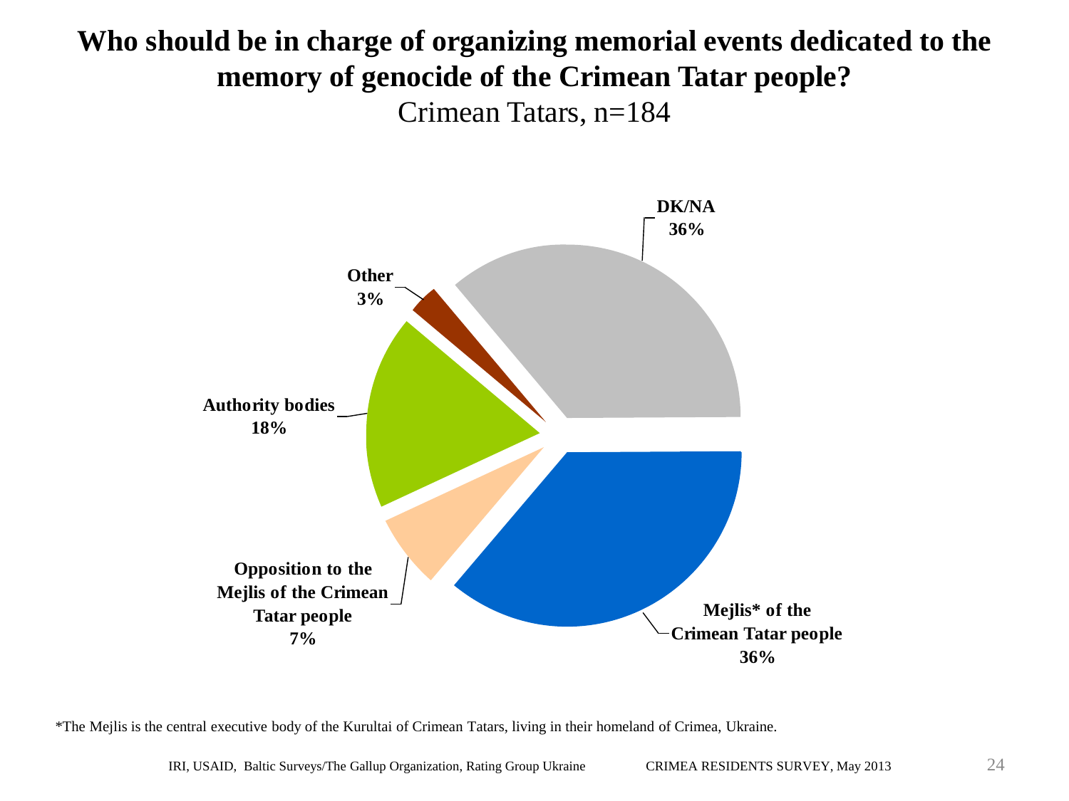# Who should be in charge of organizing memorial events dedicated to the memory of genocide of the Crimean Tatar people?

Crimean Tatars, n=184

| Response | % |
|---|---|
| DK/NA | 36% |
| Mejlis* of the Crimean Tatar people | 36% |
| Opposition to the Mejlis of the Crimean Tatar people | 7% |
| Authority bodies | 18% |
| Other | 3% |

*The Mejlis is the central executive body of the Kurultai of Crimean Tatars, living in their homeland of Crimea, Ukraine.

IRI, USAID, Baltic Surveys/The Gallup Organization, Rating Group Ukraine CRIMEA RESIDENTS SURVEY, May 2013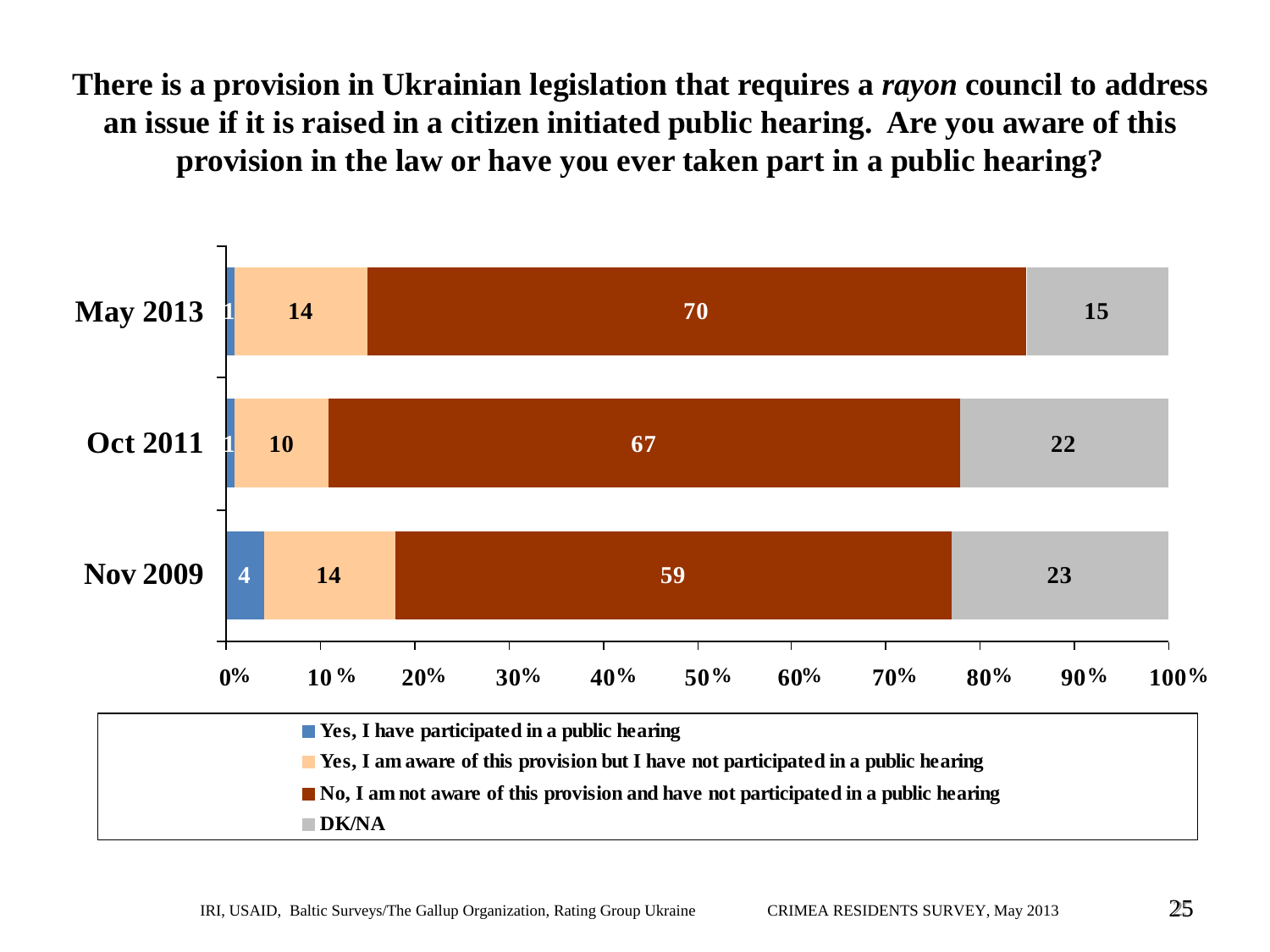**There is a provision in Ukrainian legislation that requires a *rayon* council to address an issue if it is raised in a citizen initiated public hearing. Are you aware of this provision in the law or have you ever taken part in a public hearing?**

| | Yes, I have participated in a public hearing | Yes, I am aware of this provision but I have not participated in a public hearing | No, I am not aware of this provision and have not participated in a public hearing | DK/NA |
|---|---|---|---|---|
| May 2013 | 1 | 14 | 70 | 15 |
| Oct 2011 | 1 | 10 | 67 | 22 |
| Nov 2009 | 4 | 14 | 59 | 23 |

IRI, USAID, Baltic Surveys/The Gallup Organization, Rating Group Ukraine CRIMEA RESIDENTS SURVEY, May 2013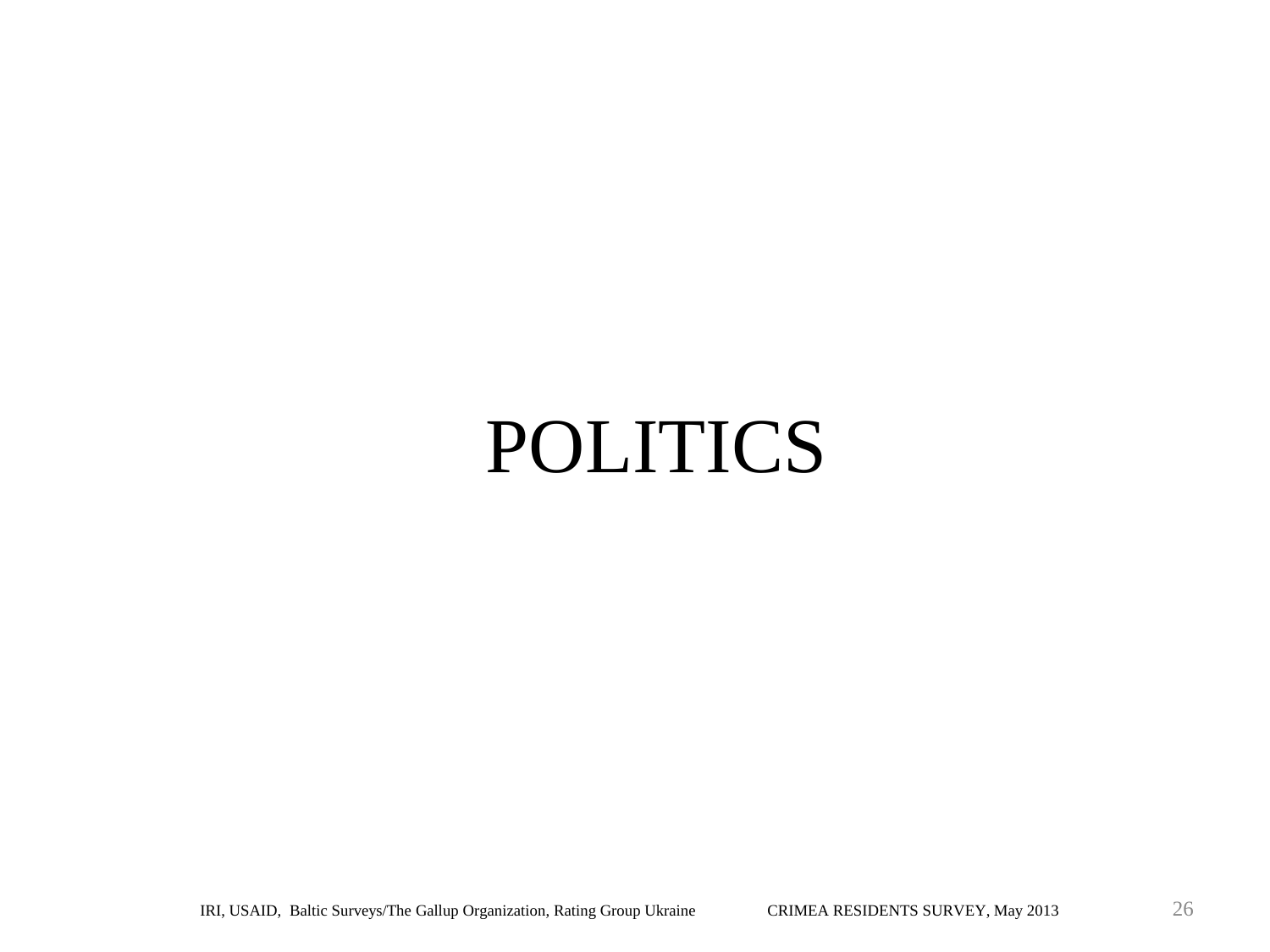# POLITICS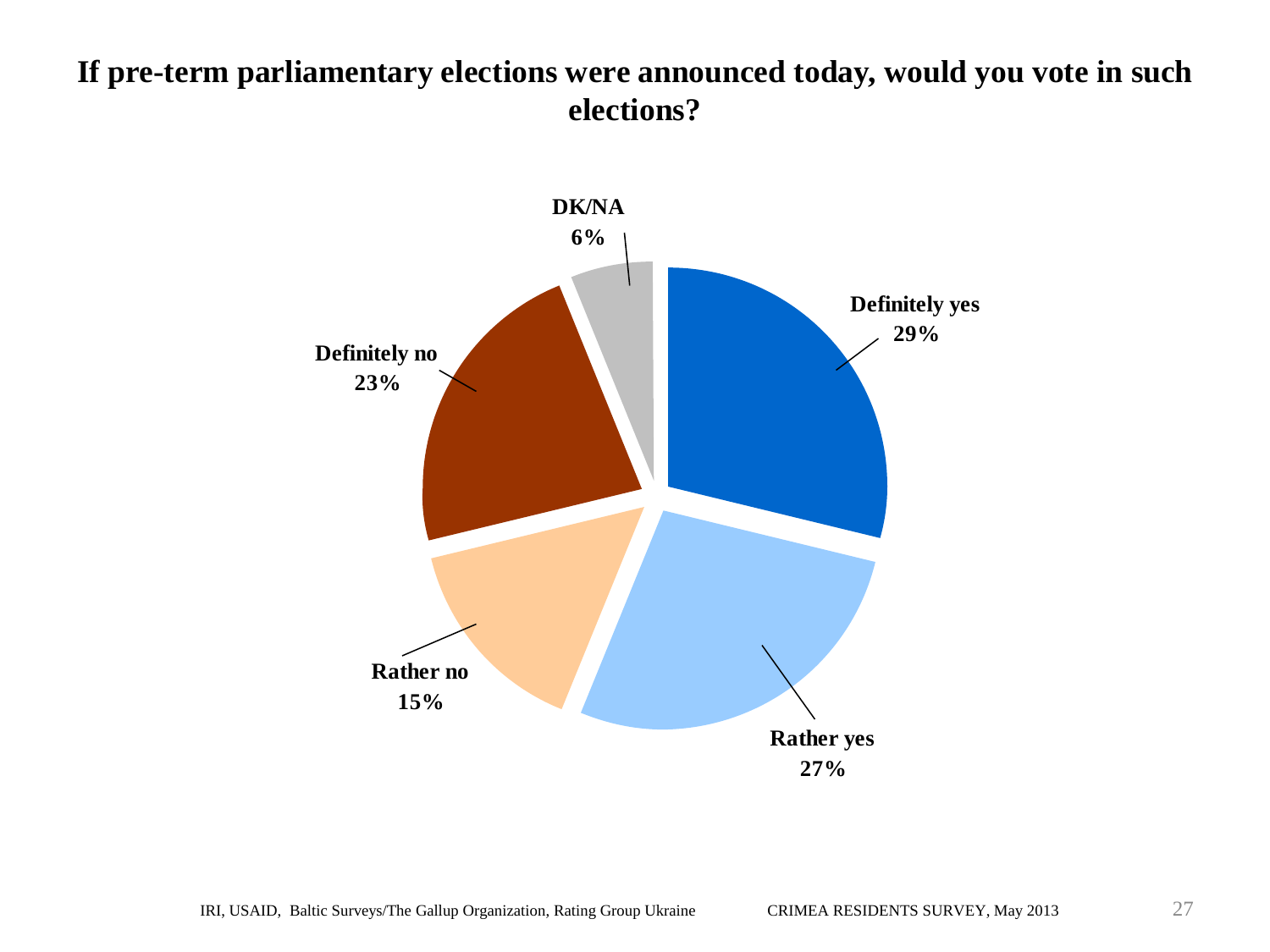# If pre-term parliamentary elections were announced today, would you vote in such elections?

| Response | Percentage |
|---|---|
| Definitely yes | 29% |
| Rather yes | 27% |
| Rather no | 15% |
| Definitely no | 23% |
| DK/NA | 6% |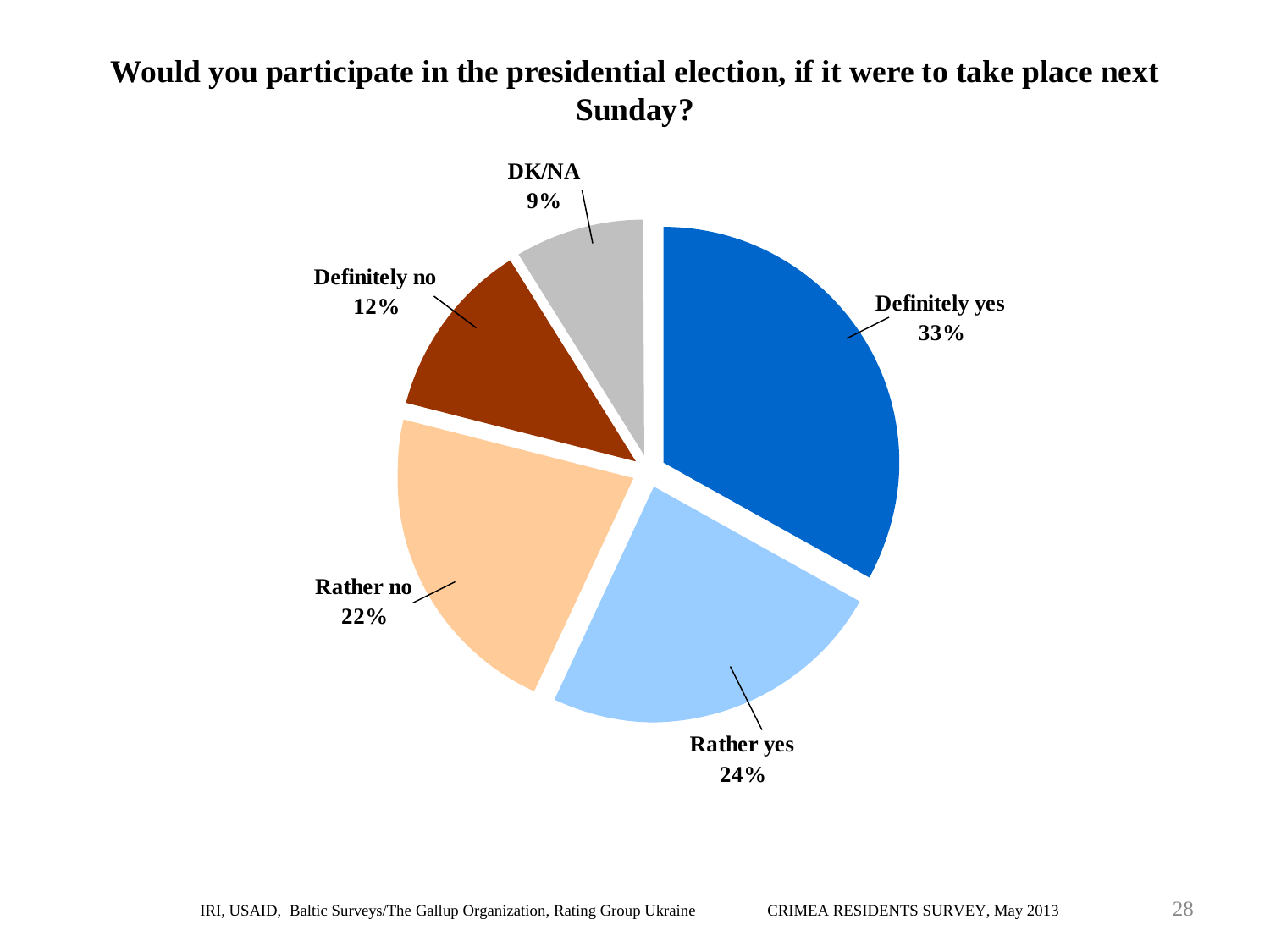# Would you participate in the presidential election, if it were to take place next Sunday?

| Response | Percentage |
|---|---|
| Definitely yes | 33% |
| Rather yes | 24% |
| Rather no | 22% |
| Definitely no | 12% |
| DK/NA | 9% |

IRI, USAID, Baltic Surveys/The Gallup Organization, Rating Group Ukraine CRIMEA RESIDENTS SURVEY, May 2013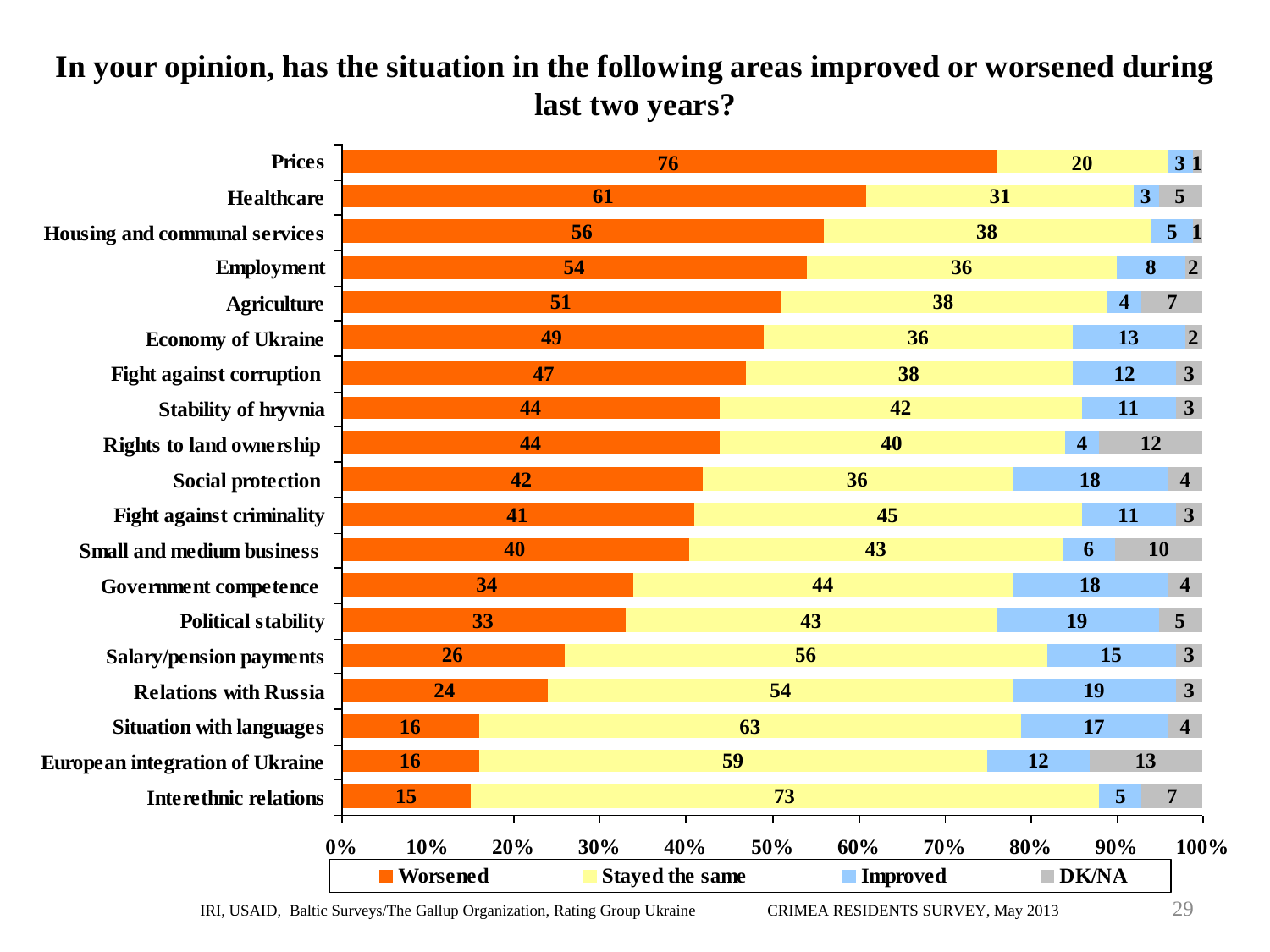# In your opinion, has the situation in the following areas improved or worsened during last two years?

| Area | Worsened | Stayed the same | Improved | DK/NA |
|---|---|---|---|---|
| Prices | 76 | 20 | 3 | 1 |
| Healthcare | 61 | 31 | 3 | 5 |
| Housing and communal services | 56 | 38 | 5 | 1 |
| Employment | 54 | 36 | 8 | 2 |
| Agriculture | 51 | 38 | 4 | 7 |
| Economy of Ukraine | 49 | 36 | 13 | 2 |
| Fight against corruption | 47 | 38 | 12 | 3 |
| Stability of hryvnia | 44 | 42 | 11 | 3 |
| Rights to land ownership | 44 | 40 | 4 | 12 |
| Social protection | 42 | 36 | 18 | 4 |
| Fight against criminality | 41 | 45 | 11 | 3 |
| Small and medium business | 40 | 43 | 6 | 10 |
| Government competence | 34 | 44 | 18 | 4 |
| Political stability | 33 | 43 | 19 | 5 |
| Salary/pension payments | 26 | 56 | 15 | 3 |
| Relations with Russia | 24 | 54 | 19 | 3 |
| Situation with languages | 16 | 63 | 17 | 4 |
| European integration of Ukraine | 16 | 59 | 12 | 13 |
| Interethnic relations | 15 | 73 | 5 | 7 |

IRI, USAID, Baltic Surveys/The Gallup Organization, Rating Group Ukraine — CRIMEA RESIDENTS SURVEY, May 2013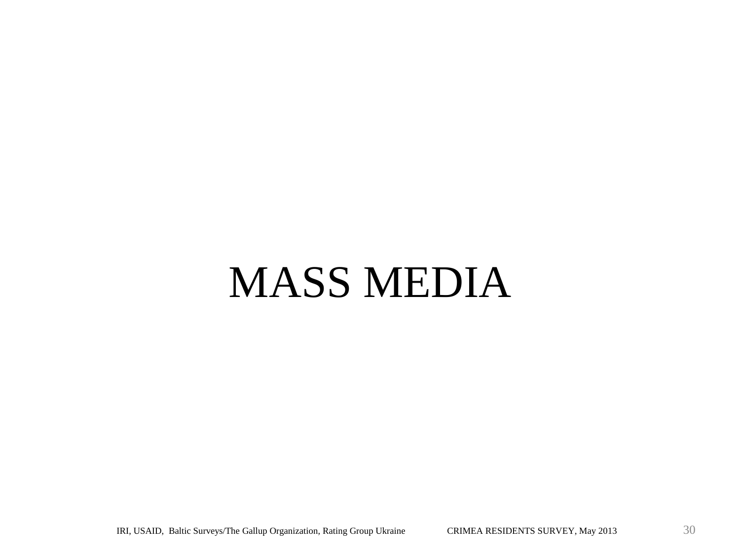# MASS MEDIA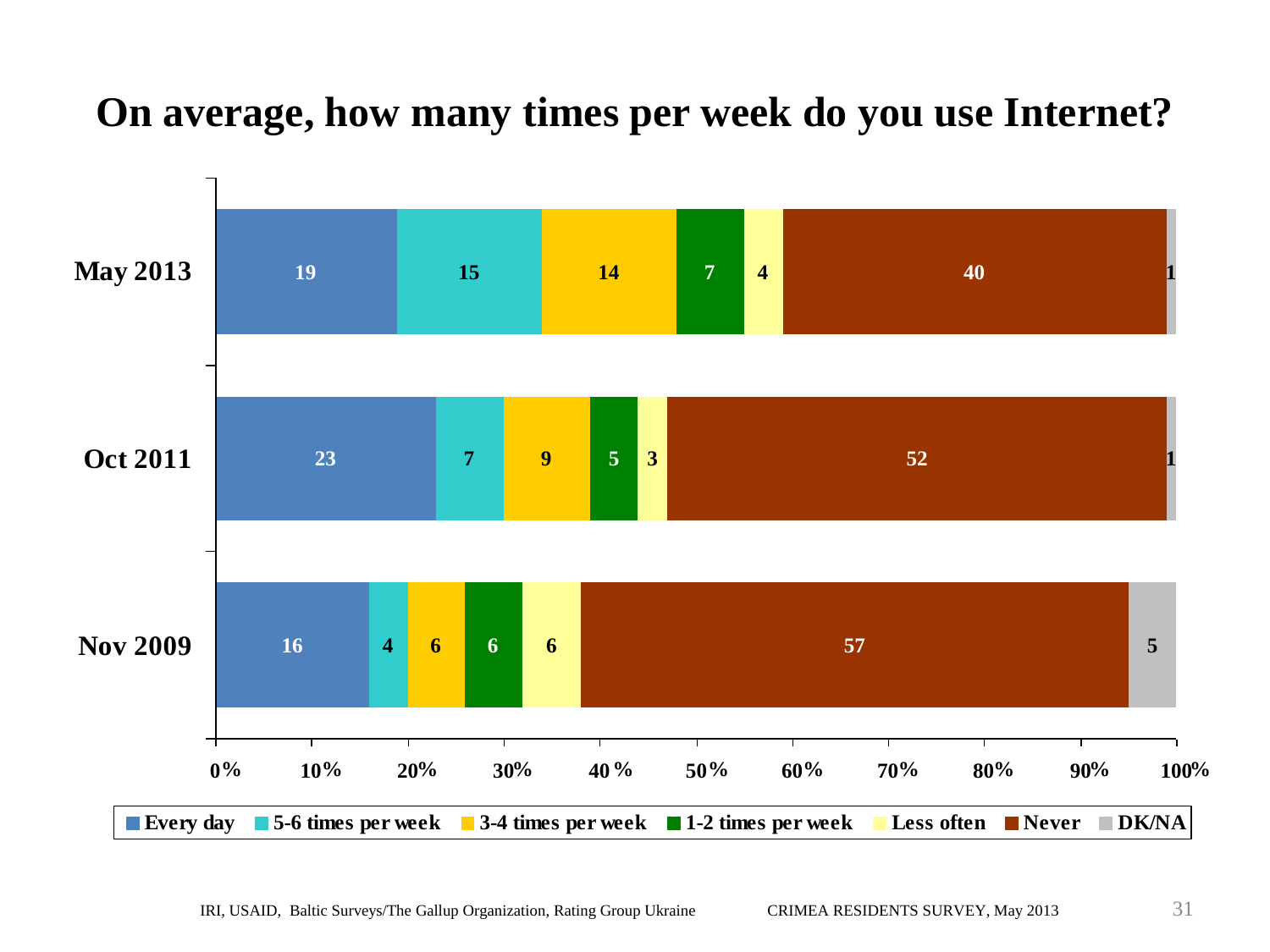# On average, how many times per week do you use Internet?

| | Every day | 5-6 times per week | 3-4 times per week | 1-2 times per week | Less often | Never | DK/NA |
|---|---|---|---|---|---|---|---|
| May 2013 | 19 | 15 | 14 | 7 | 4 | 40 | 1 |
| Oct 2011 | 23 | 7 | 9 | 5 | 3 | 52 | 1 |
| Nov 2009 | 16 | 4 | 6 | 6 | 6 | 57 | 5 |

IRI, USAID, Baltic Surveys/The Gallup Organization, Rating Group Ukraine CRIMEA RESIDENTS SURVEY, May 2013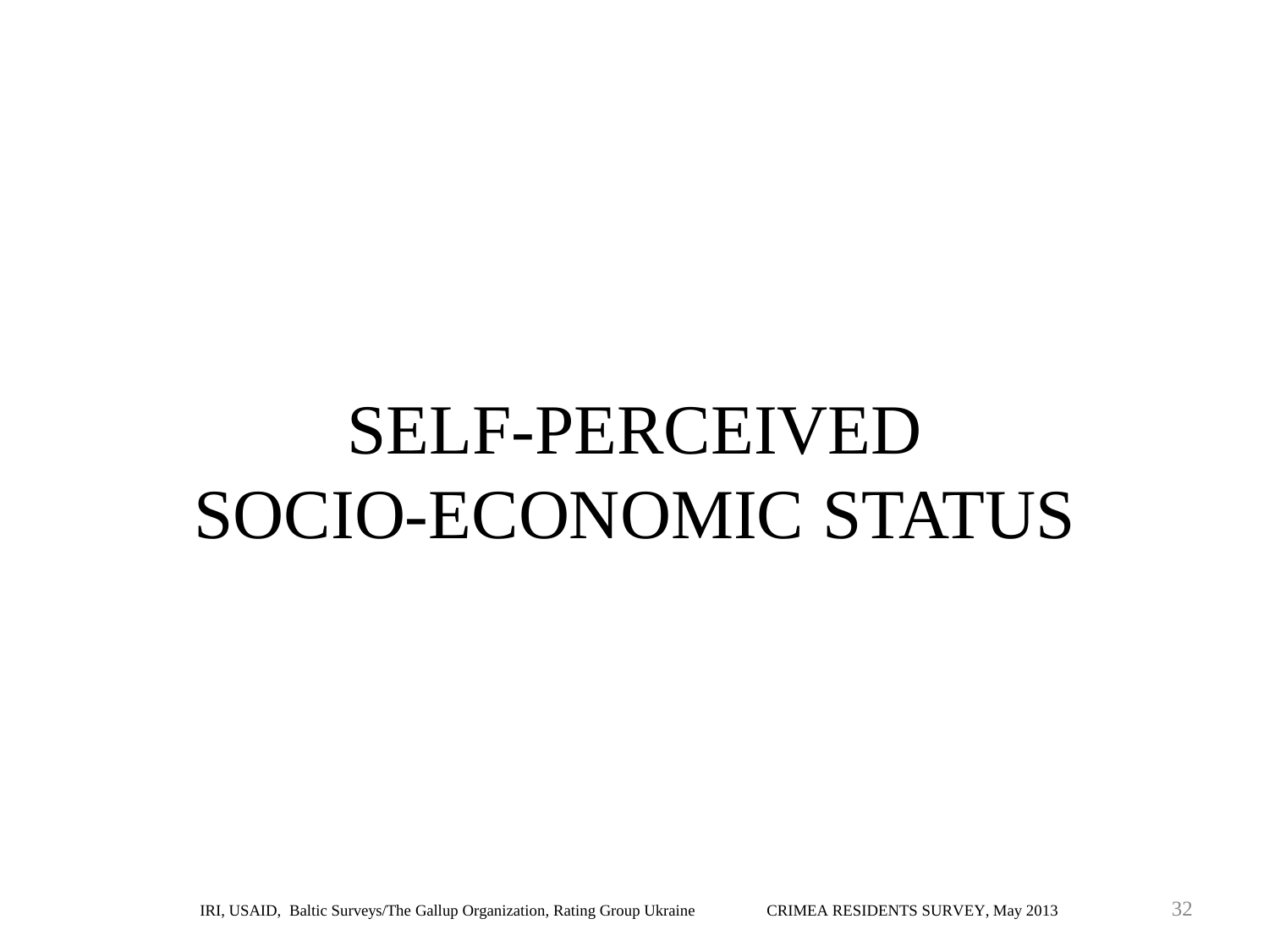# SELF-PERCEIVED SOCIO-ECONOMIC STATUS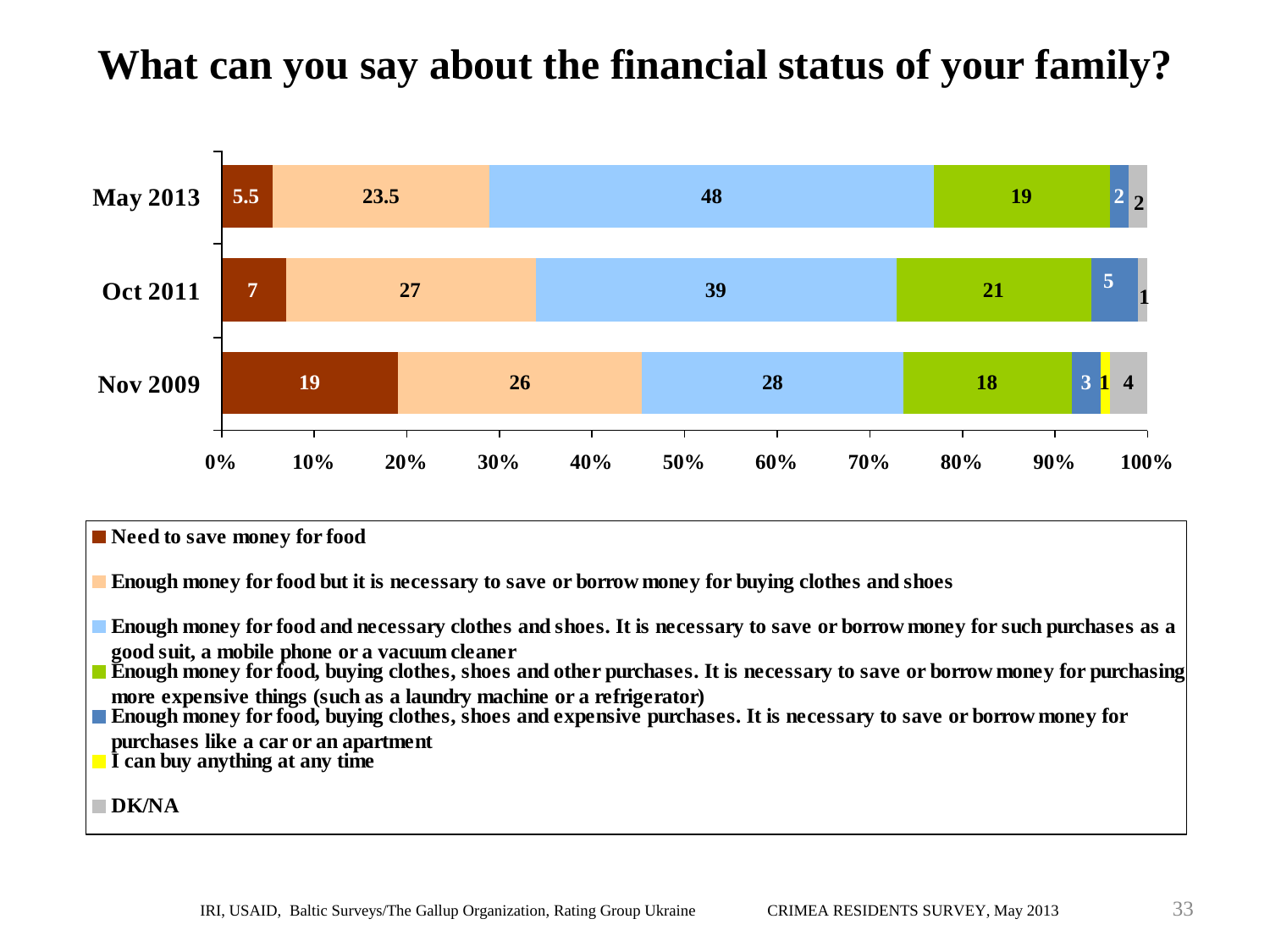# What can you say about the financial status of your family?

| | Need to save money for food | Enough money for food but it is necessary to save or borrow money for buying clothes and shoes | Enough money for food and necessary clothes and shoes. It is necessary to save or borrow money for such purchases as a good suit, a mobile phone or a vacuum cleaner | Enough money for food, buying clothes, shoes and other purchases. It is necessary to save or borrow money for purchasing more expensive things (such as a laundry machine or a refrigerator) | Enough money for food, buying clothes, shoes and expensive purchases. It is necessary to save or borrow money for purchases like a car or an apartment | I can buy anything at any time | DK/NA |
|---|---|---|---|---|---|---|---|
| May 2013 | 5.5 | 23.5 | 48 | 19 | 2 | | 2 |
| Oct 2011 | 7 | 27 | 39 | 21 | 5 | | 1 |
| Nov 2009 | 19 | 26 | 28 | 18 | 3 | 1 | 4 |

IRI, USAID, Baltic Surveys/The Gallup Organization, Rating Group Ukraine CRIMEA RESIDENTS SURVEY, May 2013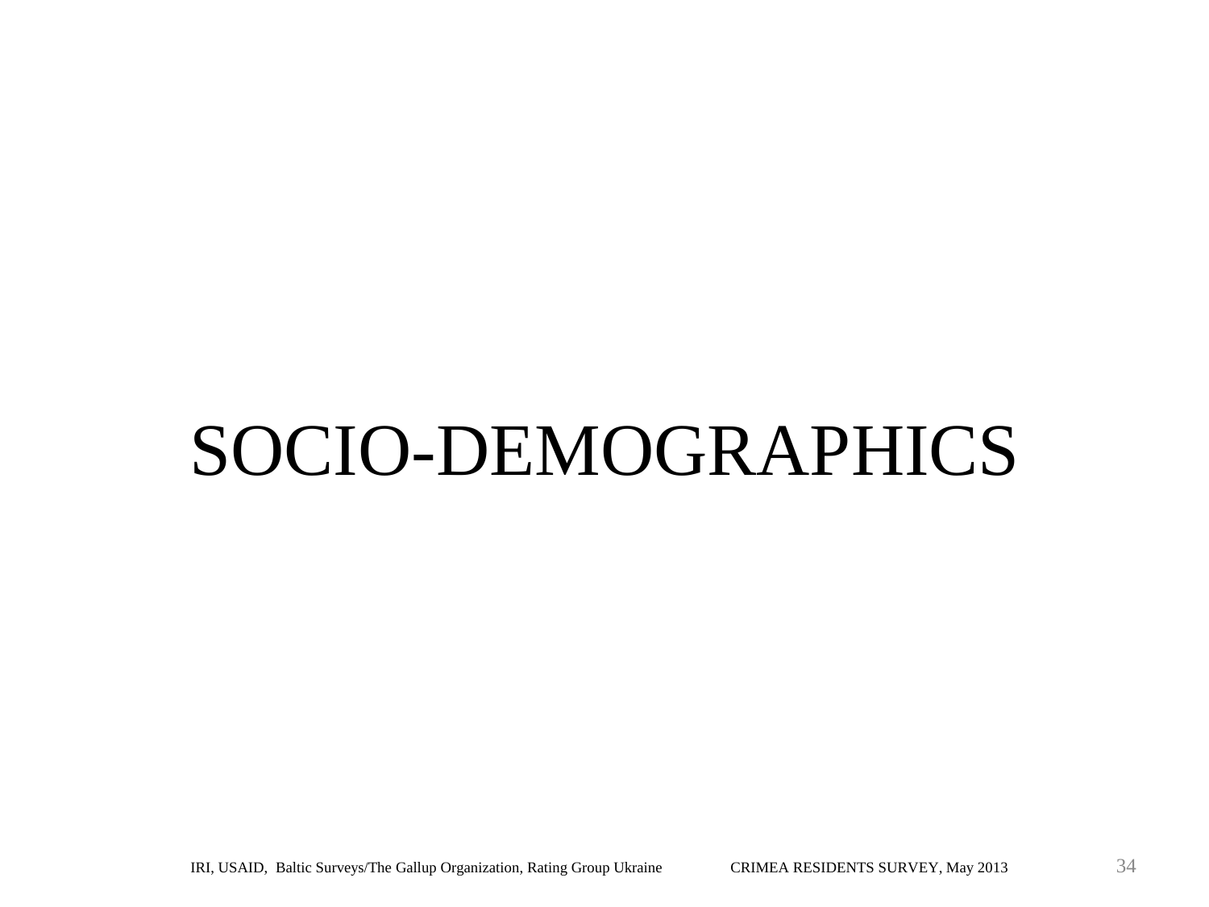# SOCIO-DEMOGRAPHICS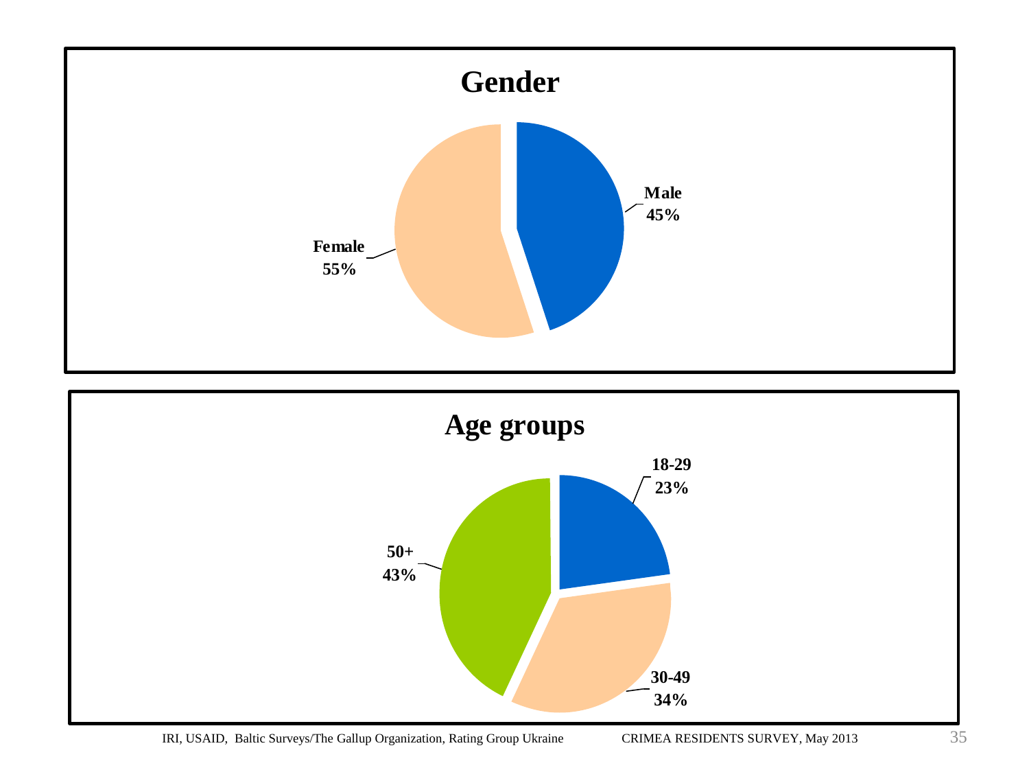## Gender

Male 45%

Female 55%

## Age groups

18-29 23%

30-49 34%

50+ 43%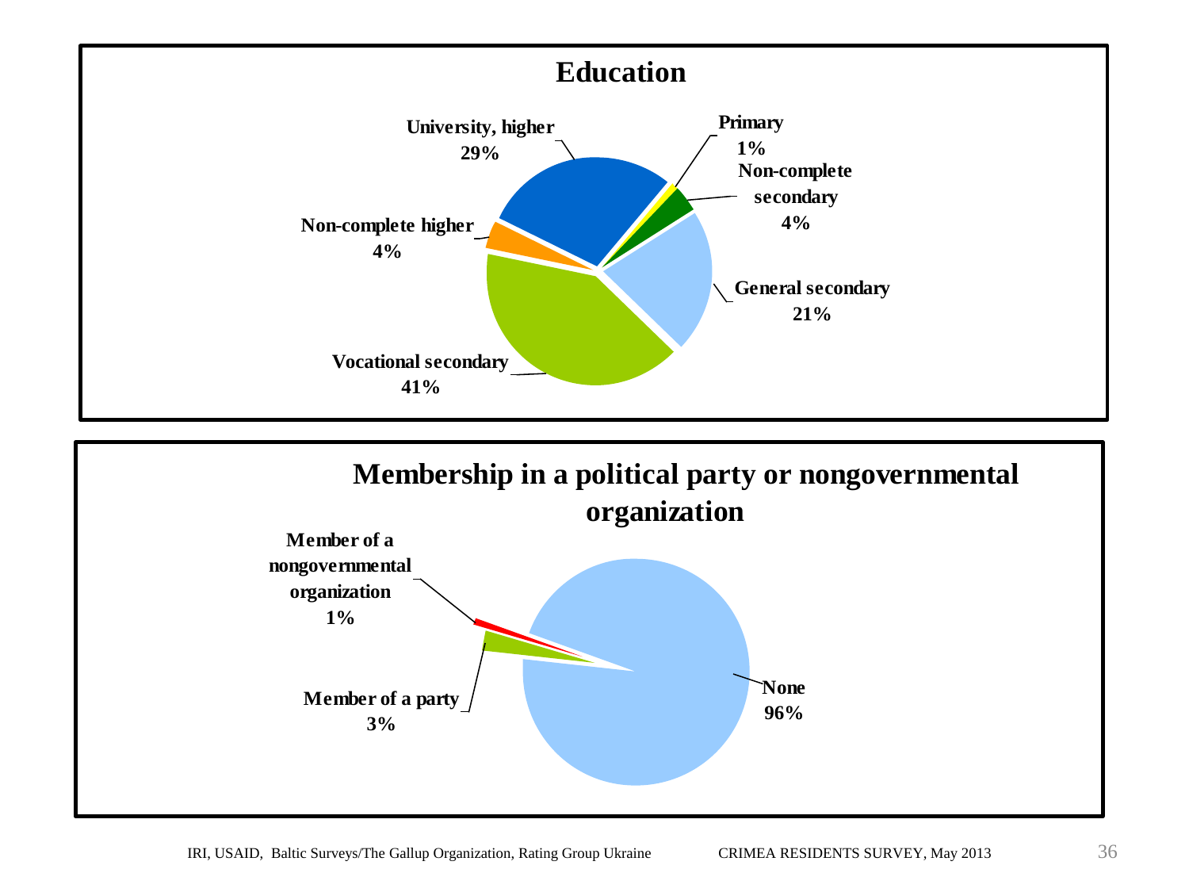## Education

| Category | Percentage |
| --- | --- |
| Primary | 1% |
| Non-complete secondary | 4% |
| General secondary | 21% |
| Vocational secondary | 41% |
| Non-complete higher | 4% |
| University, higher | 29% |

## Membership in a political party or nongovernmental organization

| Category | Percentage |
| --- | --- |
| Member of a nongovernmental organization | 1% |
| Member of a party | 3% |
| None | 96% |

IRI, USAID, Baltic Surveys/The Gallup Organization, Rating Group Ukraine — CRIMEA RESIDENTS SURVEY, May 2013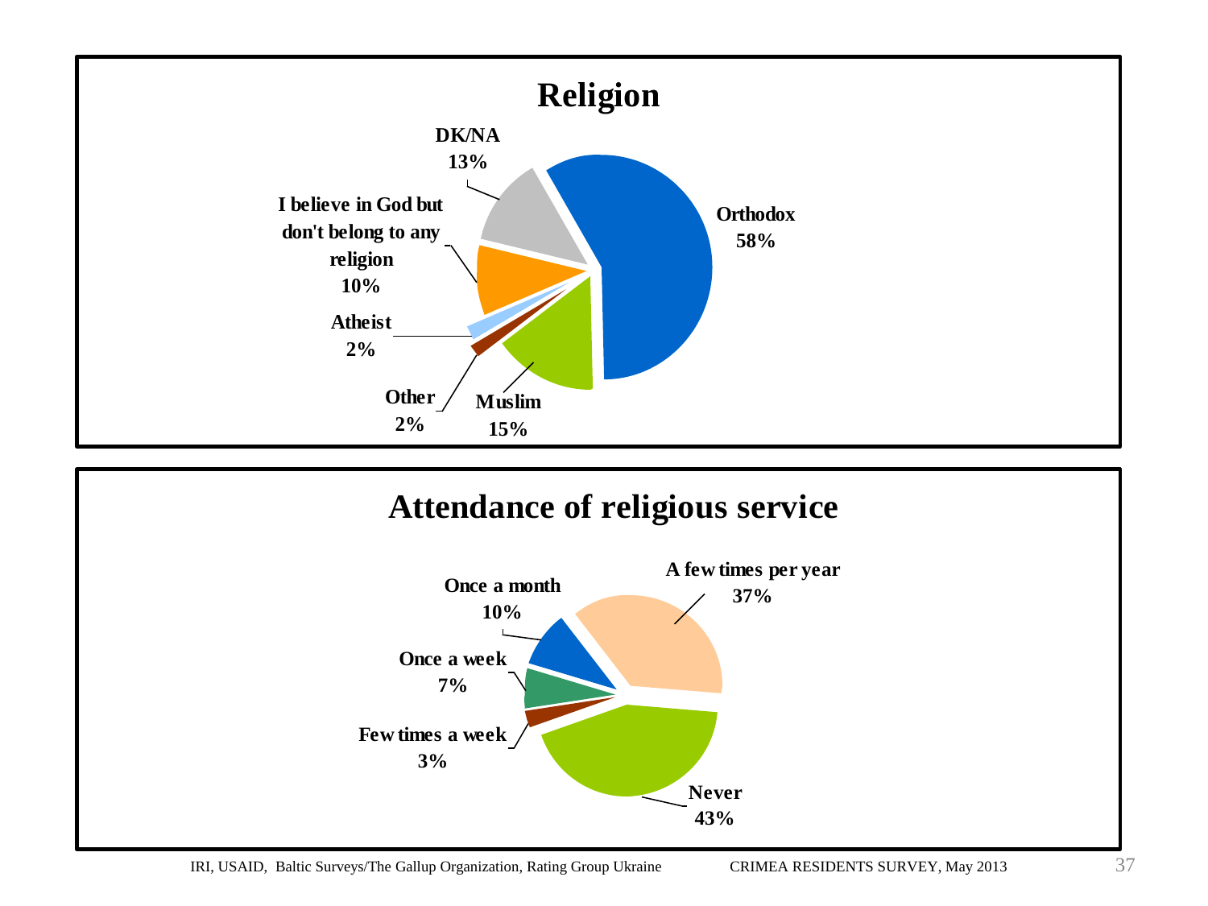## Religion

| Religion | % |
|---|---|
| Orthodox | 58% |
| Muslim | 15% |
| Other | 2% |
| Atheist | 2% |
| I believe in God but don't belong to any religion | 10% |
| DK/NA | 13% |

## Attendance of religious service

| Attendance | % |
|---|---|
| A few times per year | 37% |
| Never | 43% |
| Few times a week | 3% |
| Once a week | 7% |
| Once a month | 10% |

IRI, USAID, Baltic Surveys/The Gallup Organization, Rating Group Ukraine CRIMEA RESIDENTS SURVEY, May 2013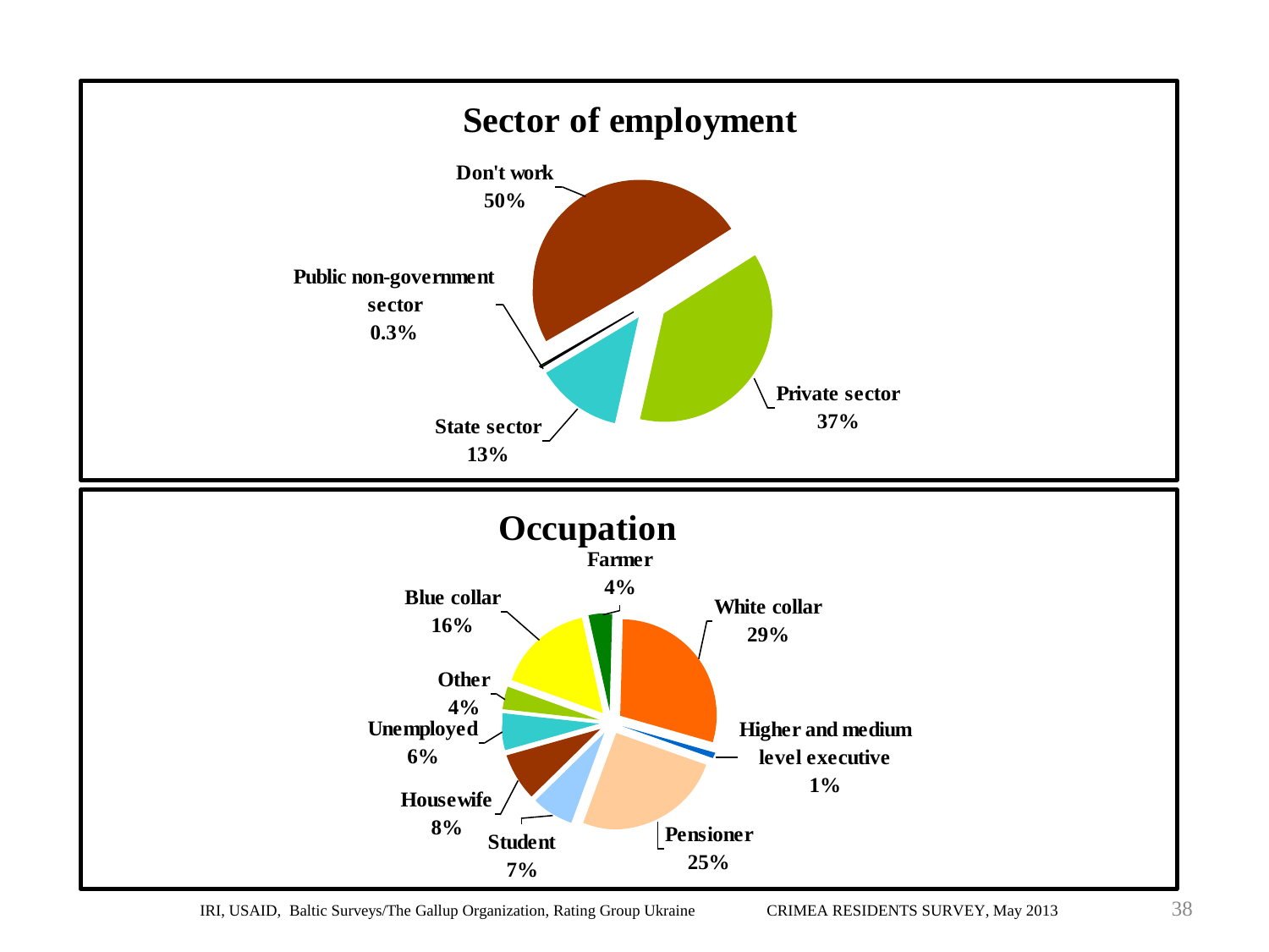## Sector of employment

| Sector | % |
| --- | --- |
| Don't work | 50% |
| Private sector | 37% |
| State sector | 13% |
| Public non-government sector | 0.3% |

## Occupation

| Occupation | % |
| --- | --- |
| White collar | 29% |
| Higher and medium level executive | 1% |
| Pensioner | 25% |
| Student | 7% |
| Housewife | 8% |
| Unemployed | 6% |
| Other | 4% |
| Blue collar | 16% |
| Farmer | 4% |

IRI, USAID, Baltic Surveys/The Gallup Organization, Rating Group Ukraine CRIMEA RESIDENTS SURVEY, May 2013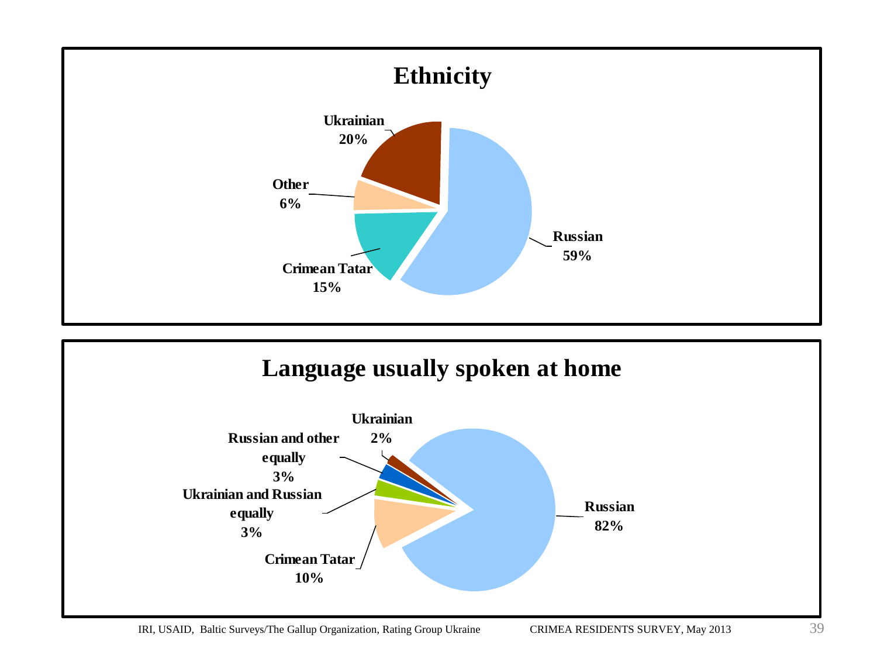## Ethnicity

- Russian 59%
- Ukrainian 20%
- Crimean Tatar 15%
- Other 6%

## Language usually spoken at home

- Russian 82%
- Crimean Tatar 10%
- Ukrainian and Russian equally 3%
- Russian and other equally 3%
- Ukrainian 2%

IRI, USAID, Baltic Surveys/The Gallup Organization, Rating Group Ukraine CRIMEA RESIDENTS SURVEY, May 2013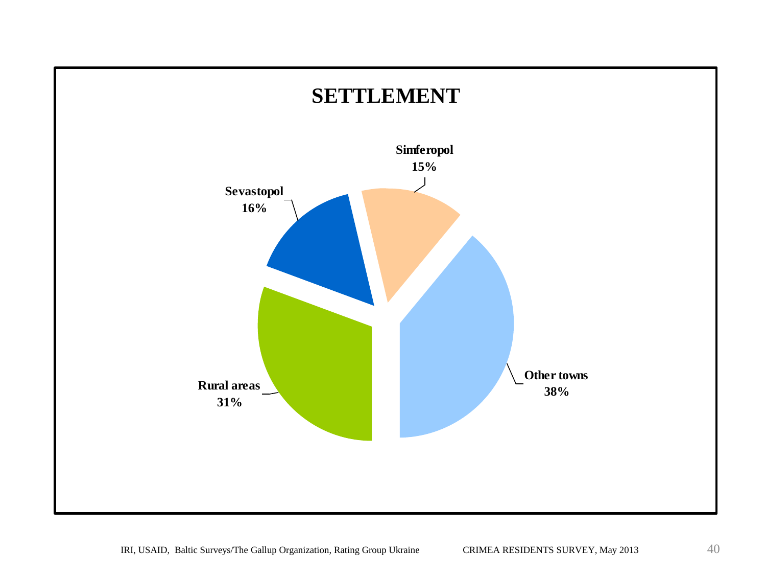# SETTLEMENT

Simferopol
15%

Sevastopol
16%

Rural areas
31%

Other towns
38%